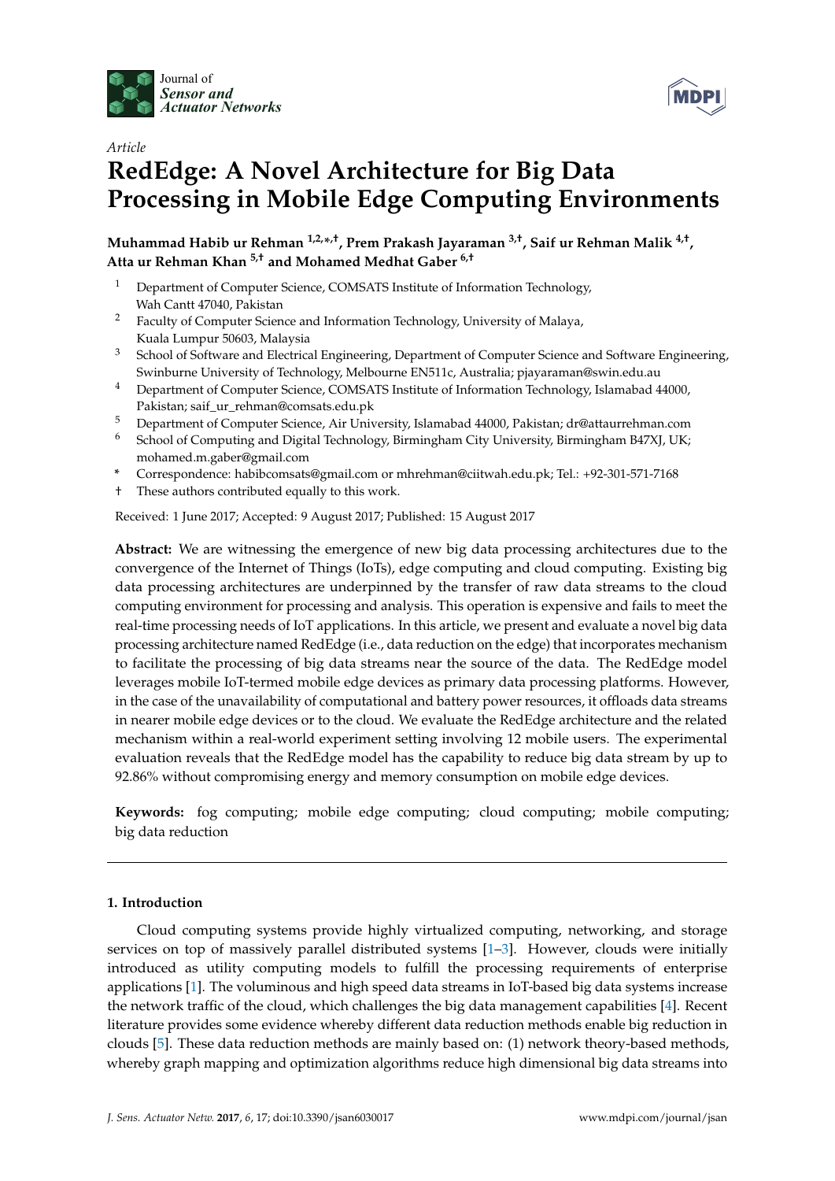Journal of *Sensor and Actuator Networks*

*Article*

# RedEdge: A Novel Architecture for Big Data Processing in Mobile Edge Computing Environments

**Muhammad Habib ur Rehman [1,2,*,†], Prem Prakash Jayaraman [3,†], Saif ur Rehman Malik [4,†], Atta ur Rehman Khan [5,†] and Mohamed Medhat Gaber [6,†]**

1. Department of Computer Science, COMSATS Institute of Information Technology, Wah Cantt 47040, Pakistan
2. Faculty of Computer Science and Information Technology, University of Malaya, Kuala Lumpur 50603, Malaysia
3. School of Software and Electrical Engineering, Department of Computer Science and Software Engineering, Swinburne University of Technology, Melbourne EN511c, Australia; pjayaraman@swin.edu.au
4. Department of Computer Science, COMSATS Institute of Information Technology, Islamabad 44000, Pakistan; saif_ur_rehman@comsats.edu.pk
5. Department of Computer Science, Air University, Islamabad 44000, Pakistan; dr@attaurrehman.com
6. School of Computing and Digital Technology, Birmingham City University, Birmingham B47XJ, UK; mohamed.m.gaber@gmail.com

\* Correspondence: habibcomsats@gmail.com or mhrehman@ciitwah.edu.pk; Tel.: +92-301-571-7168

† These authors contributed equally to this work.

Received: 1 June 2017; Accepted: 9 August 2017; Published: 15 August 2017

**Abstract:** We are witnessing the emergence of new big data processing architectures due to the convergence of the Internet of Things (IoTs), edge computing and cloud computing. Existing big data processing architectures are underpinned by the transfer of raw data streams to the cloud computing environment for processing and analysis. This operation is expensive and fails to meet the real-time processing needs of IoT applications. In this article, we present and evaluate a novel big data processing architecture named RedEdge (i.e., data reduction on the edge) that incorporates mechanism to facilitate the processing of big data streams near the source of the data. The RedEdge model leverages mobile IoT-termed mobile edge devices as primary data processing platforms. However, in the case of the unavailability of computational and battery power resources, it offloads data streams in nearer mobile edge devices or to the cloud. We evaluate the RedEdge architecture and the related mechanism within a real-world experiment setting involving 12 mobile users. The experimental evaluation reveals that the RedEdge model has the capability to reduce big data stream by up to 92.86% without compromising energy and memory consumption on mobile edge devices.

**Keywords:** fog computing; mobile edge computing; cloud computing; mobile computing; big data reduction

## 1. Introduction

Cloud computing systems provide highly virtualized computing, networking, and storage services on top of massively parallel distributed systems [1–3]. However, clouds were initially introduced as utility computing models to fulfill the processing requirements of enterprise applications [1]. The voluminous and high speed data streams in IoT-based big data systems increase the network traffic of the cloud, which challenges the big data management capabilities [4]. Recent literature provides some evidence whereby different data reduction methods enable big reduction in clouds [5]. These data reduction methods are mainly based on: (1) network theory-based methods, whereby graph mapping and optimization algorithms reduce high dimensional big data streams into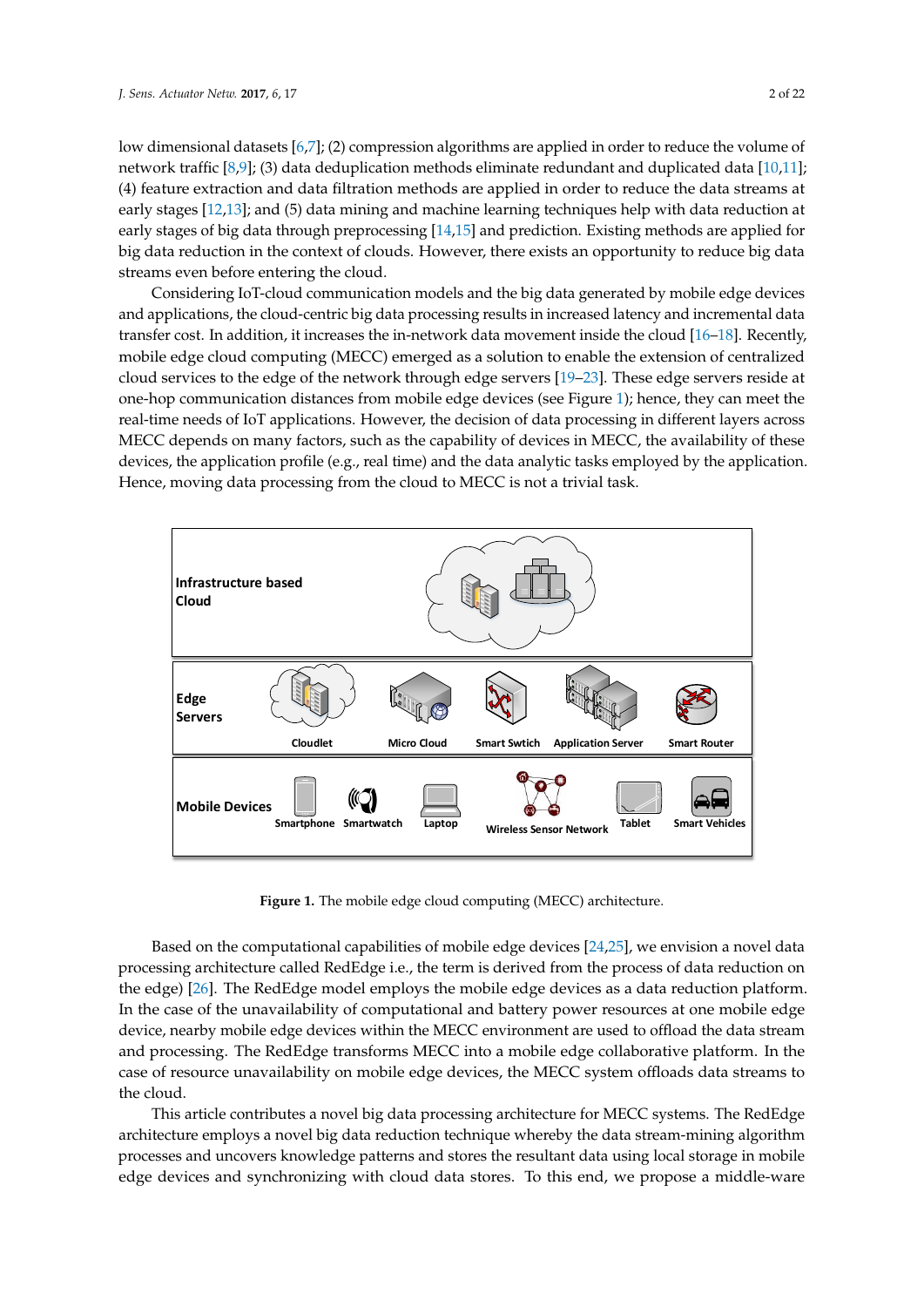low dimensional datasets [6,7]; (2) compression algorithms are applied in order to reduce the volume of network traffic [8,9]; (3) data deduplication methods eliminate redundant and duplicated data [10,11]; (4) feature extraction and data filtration methods are applied in order to reduce the data streams at early stages [12,13]; and (5) data mining and machine learning techniques help with data reduction at early stages of big data through preprocessing [14,15] and prediction. Existing methods are applied for big data reduction in the context of clouds. However, there exists an opportunity to reduce big data streams even before entering the cloud.

Considering IoT-cloud communication models and the big data generated by mobile edge devices and applications, the cloud-centric big data processing results in increased latency and incremental data transfer cost. In addition, it increases the in-network data movement inside the cloud [16–18]. Recently, mobile edge cloud computing (MECC) emerged as a solution to enable the extension of centralized cloud services to the edge of the network through edge servers [19–23]. These edge servers reside at one-hop communication distances from mobile edge devices (see Figure 1); hence, they can meet the real-time needs of IoT applications. However, the decision of data processing in different layers across MECC depends on many factors, such as the capability of devices in MECC, the availability of these devices, the application profile (e.g., real time) and the data analytic tasks employed by the application. Hence, moving data processing from the cloud to MECC is not a trivial task.

**Figure 1.** The mobile edge cloud computing (MECC) architecture.

Based on the computational capabilities of mobile edge devices [24,25], we envision a novel data processing architecture called RedEdge i.e., the term is derived from the process of data reduction on the edge) [26]. The RedEdge model employs the mobile edge devices as a data reduction platform. In the case of the unavailability of computational and battery power resources at one mobile edge device, nearby mobile edge devices within the MECC environment are used to offload the data stream and processing. The RedEdge transforms MECC into a mobile edge collaborative platform. In the case of resource unavailability on mobile edge devices, the MECC system offloads data streams to the cloud.

This article contributes a novel big data processing architecture for MECC systems. The RedEdge architecture employs a novel big data reduction technique whereby the data stream-mining algorithm processes and uncovers knowledge patterns and stores the resultant data using local storage in mobile edge devices and synchronizing with cloud data stores. To this end, we propose a middle-ware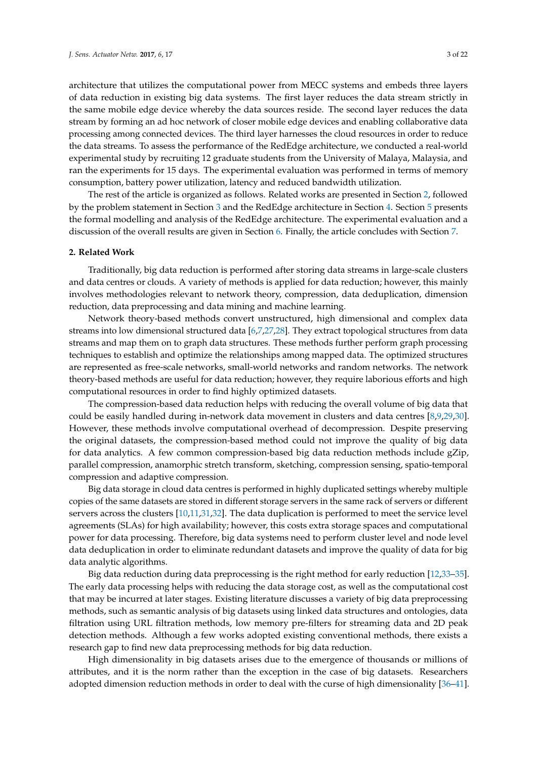architecture that utilizes the computational power from MECC systems and embeds three layers of data reduction in existing big data systems. The first layer reduces the data stream strictly in the same mobile edge device whereby the data sources reside. The second layer reduces the data stream by forming an ad hoc network of closer mobile edge devices and enabling collaborative data processing among connected devices. The third layer harnesses the cloud resources in order to reduce the data streams. To assess the performance of the RedEdge architecture, we conducted a real-world experimental study by recruiting 12 graduate students from the University of Malaya, Malaysia, and ran the experiments for 15 days. The experimental evaluation was performed in terms of memory consumption, battery power utilization, latency and reduced bandwidth utilization.

The rest of the article is organized as follows. Related works are presented in Section 2, followed by the problem statement in Section 3 and the RedEdge architecture in Section 4. Section 5 presents the formal modelling and analysis of the RedEdge architecture. The experimental evaluation and a discussion of the overall results are given in Section 6. Finally, the article concludes with Section 7.

## 2. Related Work

Traditionally, big data reduction is performed after storing data streams in large-scale clusters and data centres or clouds. A variety of methods is applied for data reduction; however, this mainly involves methodologies relevant to network theory, compression, data deduplication, dimension reduction, data preprocessing and data mining and machine learning.

Network theory-based methods convert unstructured, high dimensional and complex data streams into low dimensional structured data [6,7,27,28]. They extract topological structures from data streams and map them on to graph data structures. These methods further perform graph processing techniques to establish and optimize the relationships among mapped data. The optimized structures are represented as free-scale networks, small-world networks and random networks. The network theory-based methods are useful for data reduction; however, they require laborious efforts and high computational resources in order to find highly optimized datasets.

The compression-based data reduction helps with reducing the overall volume of big data that could be easily handled during in-network data movement in clusters and data centres [8,9,29,30]. However, these methods involve computational overhead of decompression. Despite preserving the original datasets, the compression-based method could not improve the quality of big data for data analytics. A few common compression-based big data reduction methods include gZip, parallel compression, anamorphic stretch transform, sketching, compression sensing, spatio-temporal compression and adaptive compression.

Big data storage in cloud data centres is performed in highly duplicated settings whereby multiple copies of the same datasets are stored in different storage servers in the same rack of servers or different servers across the clusters [10,11,31,32]. The data duplication is performed to meet the service level agreements (SLAs) for high availability; however, this costs extra storage spaces and computational power for data processing. Therefore, big data systems need to perform cluster level and node level data deduplication in order to eliminate redundant datasets and improve the quality of data for big data analytic algorithms.

Big data reduction during data preprocessing is the right method for early reduction [12,33–35]. The early data processing helps with reducing the data storage cost, as well as the computational cost that may be incurred at later stages. Existing literature discusses a variety of big data preprocessing methods, such as semantic analysis of big datasets using linked data structures and ontologies, data filtration using URL filtration methods, low memory pre-filters for streaming data and 2D peak detection methods. Although a few works adopted existing conventional methods, there exists a research gap to find new data preprocessing methods for big data reduction.

High dimensionality in big datasets arises due to the emergence of thousands or millions of attributes, and it is the norm rather than the exception in the case of big datasets. Researchers adopted dimension reduction methods in order to deal with the curse of high dimensionality [36–41].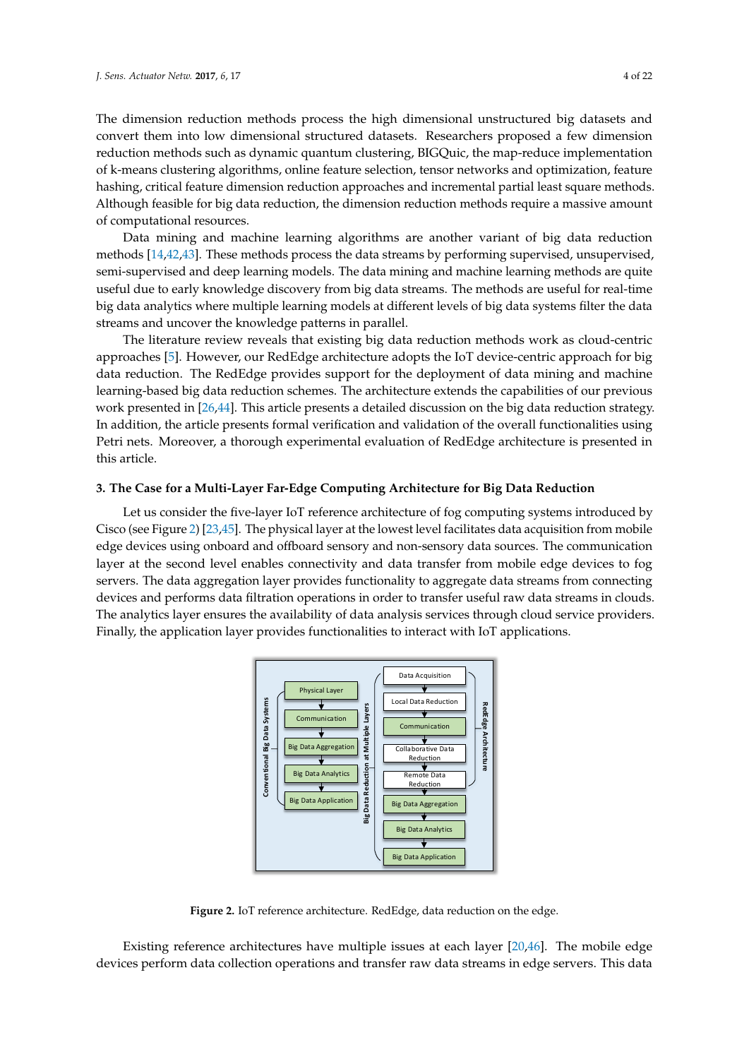The dimension reduction methods process the high dimensional unstructured big datasets and convert them into low dimensional structured datasets. Researchers proposed a few dimension reduction methods such as dynamic quantum clustering, BIGQuic, the map-reduce implementation of k-means clustering algorithms, online feature selection, tensor networks and optimization, feature hashing, critical feature dimension reduction approaches and incremental partial least square methods. Although feasible for big data reduction, the dimension reduction methods require a massive amount of computational resources.

Data mining and machine learning algorithms are another variant of big data reduction methods [14,42,43]. These methods process the data streams by performing supervised, unsupervised, semi-supervised and deep learning models. The data mining and machine learning methods are quite useful due to early knowledge discovery from big data streams. The methods are useful for real-time big data analytics where multiple learning models at different levels of big data systems filter the data streams and uncover the knowledge patterns in parallel.

The literature review reveals that existing big data reduction methods work as cloud-centric approaches [5]. However, our RedEdge architecture adopts the IoT device-centric approach for big data reduction. The RedEdge provides support for the deployment of data mining and machine learning-based big data reduction schemes. The architecture extends the capabilities of our previous work presented in [26,44]. This article presents a detailed discussion on the big data reduction strategy. In addition, the article presents formal verification and validation of the overall functionalities using Petri nets. Moreover, a thorough experimental evaluation of RedEdge architecture is presented in this article.

## 3. The Case for a Multi-Layer Far-Edge Computing Architecture for Big Data Reduction

Let us consider the five-layer IoT reference architecture of fog computing systems introduced by Cisco (see Figure 2) [23,45]. The physical layer at the lowest level facilitates data acquisition from mobile edge devices using onboard and offboard sensory and non-sensory data sources. The communication layer at the second level enables connectivity and data transfer from mobile edge devices to fog servers. The data aggregation layer provides functionality to aggregate data streams from connecting devices and performs data filtration operations in order to transfer useful raw data streams in clouds. The analytics layer ensures the availability of data analysis services through cloud service providers. Finally, the application layer provides functionalities to interact with IoT applications.

**Figure 2.** IoT reference architecture. RedEdge, data reduction on the edge.

Existing reference architectures have multiple issues at each layer [20,46]. The mobile edge devices perform data collection operations and transfer raw data streams in edge servers. This data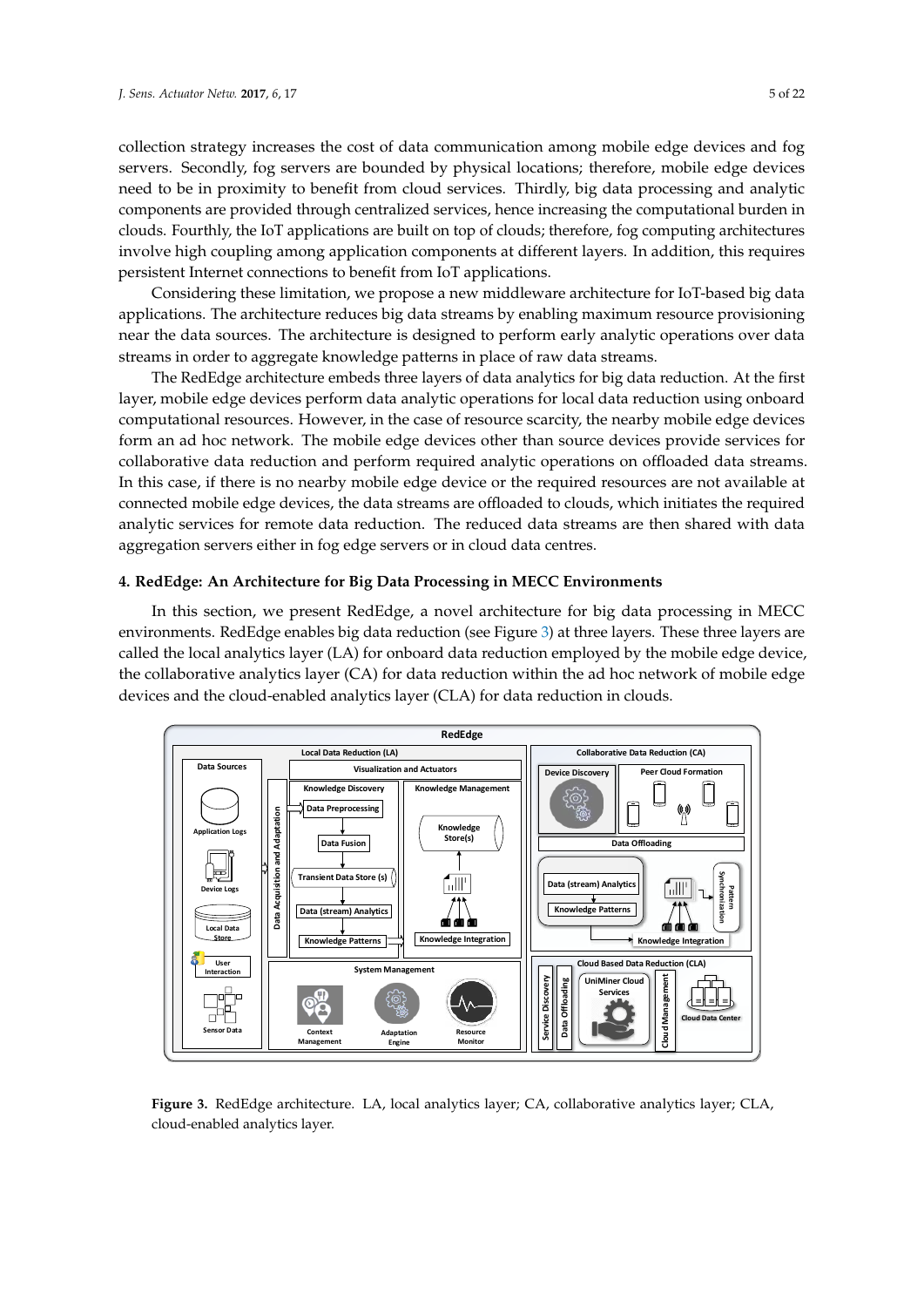collection strategy increases the cost of data communication among mobile edge devices and fog servers. Secondly, fog servers are bounded by physical locations; therefore, mobile edge devices need to be in proximity to benefit from cloud services. Thirdly, big data processing and analytic components are provided through centralized services, hence increasing the computational burden in clouds. Fourthly, the IoT applications are built on top of clouds; therefore, fog computing architectures involve high coupling among application components at different layers. In addition, this requires persistent Internet connections to benefit from IoT applications.

Considering these limitation, we propose a new middleware architecture for IoT-based big data applications. The architecture reduces big data streams by enabling maximum resource provisioning near the data sources. The architecture is designed to perform early analytic operations over data streams in order to aggregate knowledge patterns in place of raw data streams.

The RedEdge architecture embeds three layers of data analytics for big data reduction. At the first layer, mobile edge devices perform data analytic operations for local data reduction using onboard computational resources. However, in the case of resource scarcity, the nearby mobile edge devices form an ad hoc network. The mobile edge devices other than source devices provide services for collaborative data reduction and perform required analytic operations on offloaded data streams. In this case, if there is no nearby mobile edge device or the required resources are not available at connected mobile edge devices, the data streams are offloaded to clouds, which initiates the required analytic services for remote data reduction. The reduced data streams are then shared with data aggregation servers either in fog edge servers or in cloud data centres.

## 4. RedEdge: An Architecture for Big Data Processing in MECC Environments

In this section, we present RedEdge, a novel architecture for big data processing in MECC environments. RedEdge enables big data reduction (see Figure 3) at three layers. These three layers are called the local analytics layer (LA) for onboard data reduction employed by the mobile edge device, the collaborative analytics layer (CA) for data reduction within the ad hoc network of mobile edge devices and the cloud-enabled analytics layer (CLA) for data reduction in clouds.

**Figure 3.** RedEdge architecture. LA, local analytics layer; CA, collaborative analytics layer; CLA, cloud-enabled analytics layer.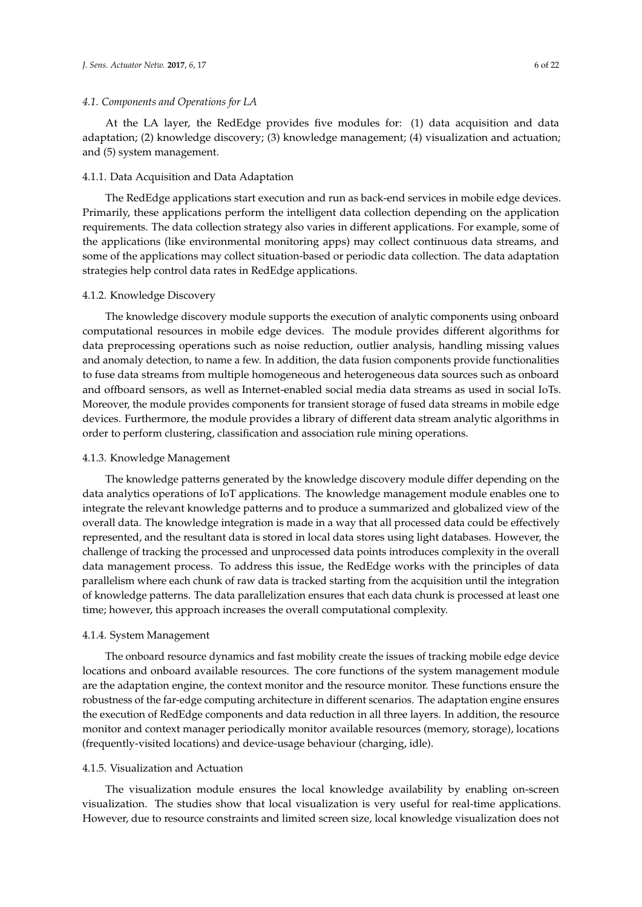### 4.1. Components and Operations for LA

At the LA layer, the RedEdge provides five modules for: (1) data acquisition and data adaptation; (2) knowledge discovery; (3) knowledge management; (4) visualization and actuation; and (5) system management.

#### 4.1.1. Data Acquisition and Data Adaptation

The RedEdge applications start execution and run as back-end services in mobile edge devices. Primarily, these applications perform the intelligent data collection depending on the application requirements. The data collection strategy also varies in different applications. For example, some of the applications (like environmental monitoring apps) may collect continuous data streams, and some of the applications may collect situation-based or periodic data collection. The data adaptation strategies help control data rates in RedEdge applications.

#### 4.1.2. Knowledge Discovery

The knowledge discovery module supports the execution of analytic components using onboard computational resources in mobile edge devices. The module provides different algorithms for data preprocessing operations such as noise reduction, outlier analysis, handling missing values and anomaly detection, to name a few. In addition, the data fusion components provide functionalities to fuse data streams from multiple homogeneous and heterogeneous data sources such as onboard and offboard sensors, as well as Internet-enabled social media data streams as used in social IoTs. Moreover, the module provides components for transient storage of fused data streams in mobile edge devices. Furthermore, the module provides a library of different data stream analytic algorithms in order to perform clustering, classification and association rule mining operations.

#### 4.1.3. Knowledge Management

The knowledge patterns generated by the knowledge discovery module differ depending on the data analytics operations of IoT applications. The knowledge management module enables one to integrate the relevant knowledge patterns and to produce a summarized and globalized view of the overall data. The knowledge integration is made in a way that all processed data could be effectively represented, and the resultant data is stored in local data stores using light databases. However, the challenge of tracking the processed and unprocessed data points introduces complexity in the overall data management process. To address this issue, the RedEdge works with the principles of data parallelism where each chunk of raw data is tracked starting from the acquisition until the integration of knowledge patterns. The data parallelization ensures that each data chunk is processed at least one time; however, this approach increases the overall computational complexity.

#### 4.1.4. System Management

The onboard resource dynamics and fast mobility create the issues of tracking mobile edge device locations and onboard available resources. The core functions of the system management module are the adaptation engine, the context monitor and the resource monitor. These functions ensure the robustness of the far-edge computing architecture in different scenarios. The adaptation engine ensures the execution of RedEdge components and data reduction in all three layers. In addition, the resource monitor and context manager periodically monitor available resources (memory, storage), locations (frequently-visited locations) and device-usage behaviour (charging, idle).

#### 4.1.5. Visualization and Actuation

The visualization module ensures the local knowledge availability by enabling on-screen visualization. The studies show that local visualization is very useful for real-time applications. However, due to resource constraints and limited screen size, local knowledge visualization does not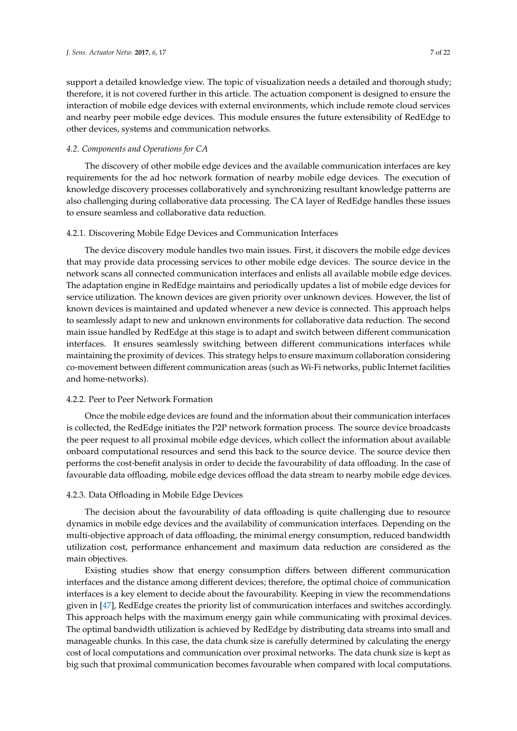support a detailed knowledge view. The topic of visualization needs a detailed and thorough study; therefore, it is not covered further in this article. The actuation component is designed to ensure the interaction of mobile edge devices with external environments, which include remote cloud services and nearby peer mobile edge devices. This module ensures the future extensibility of RedEdge to other devices, systems and communication networks.

### *4.2. Components and Operations for CA*

The discovery of other mobile edge devices and the available communication interfaces are key requirements for the ad hoc network formation of nearby mobile edge devices. The execution of knowledge discovery processes collaboratively and synchronizing resultant knowledge patterns are also challenging during collaborative data processing. The CA layer of RedEdge handles these issues to ensure seamless and collaborative data reduction.

#### 4.2.1. Discovering Mobile Edge Devices and Communication Interfaces

The device discovery module handles two main issues. First, it discovers the mobile edge devices that may provide data processing services to other mobile edge devices. The source device in the network scans all connected communication interfaces and enlists all available mobile edge devices. The adaptation engine in RedEdge maintains and periodically updates a list of mobile edge devices for service utilization. The known devices are given priority over unknown devices. However, the list of known devices is maintained and updated whenever a new device is connected. This approach helps to seamlessly adapt to new and unknown environments for collaborative data reduction. The second main issue handled by RedEdge at this stage is to adapt and switch between different communication interfaces. It ensures seamlessly switching between different communications interfaces while maintaining the proximity of devices. This strategy helps to ensure maximum collaboration considering co-movement between different communication areas (such as Wi-Fi networks, public Internet facilities and home-networks).

#### 4.2.2. Peer to Peer Network Formation

Once the mobile edge devices are found and the information about their communication interfaces is collected, the RedEdge initiates the P2P network formation process. The source device broadcasts the peer request to all proximal mobile edge devices, which collect the information about available onboard computational resources and send this back to the source device. The source device then performs the cost-benefit analysis in order to decide the favourability of data offloading. In the case of favourable data offloading, mobile edge devices offload the data stream to nearby mobile edge devices.

#### 4.2.3. Data Offloading in Mobile Edge Devices

The decision about the favourability of data offloading is quite challenging due to resource dynamics in mobile edge devices and the availability of communication interfaces. Depending on the multi-objective approach of data offloading, the minimal energy consumption, reduced bandwidth utilization cost, performance enhancement and maximum data reduction are considered as the main objectives.

Existing studies show that energy consumption differs between different communication interfaces and the distance among different devices; therefore, the optimal choice of communication interfaces is a key element to decide about the favourability. Keeping in view the recommendations given in [47], RedEdge creates the priority list of communication interfaces and switches accordingly. This approach helps with the maximum energy gain while communicating with proximal devices. The optimal bandwidth utilization is achieved by RedEdge by distributing data streams into small and manageable chunks. In this case, the data chunk size is carefully determined by calculating the energy cost of local computations and communication over proximal networks. The data chunk size is kept as big such that proximal communication becomes favourable when compared with local computations.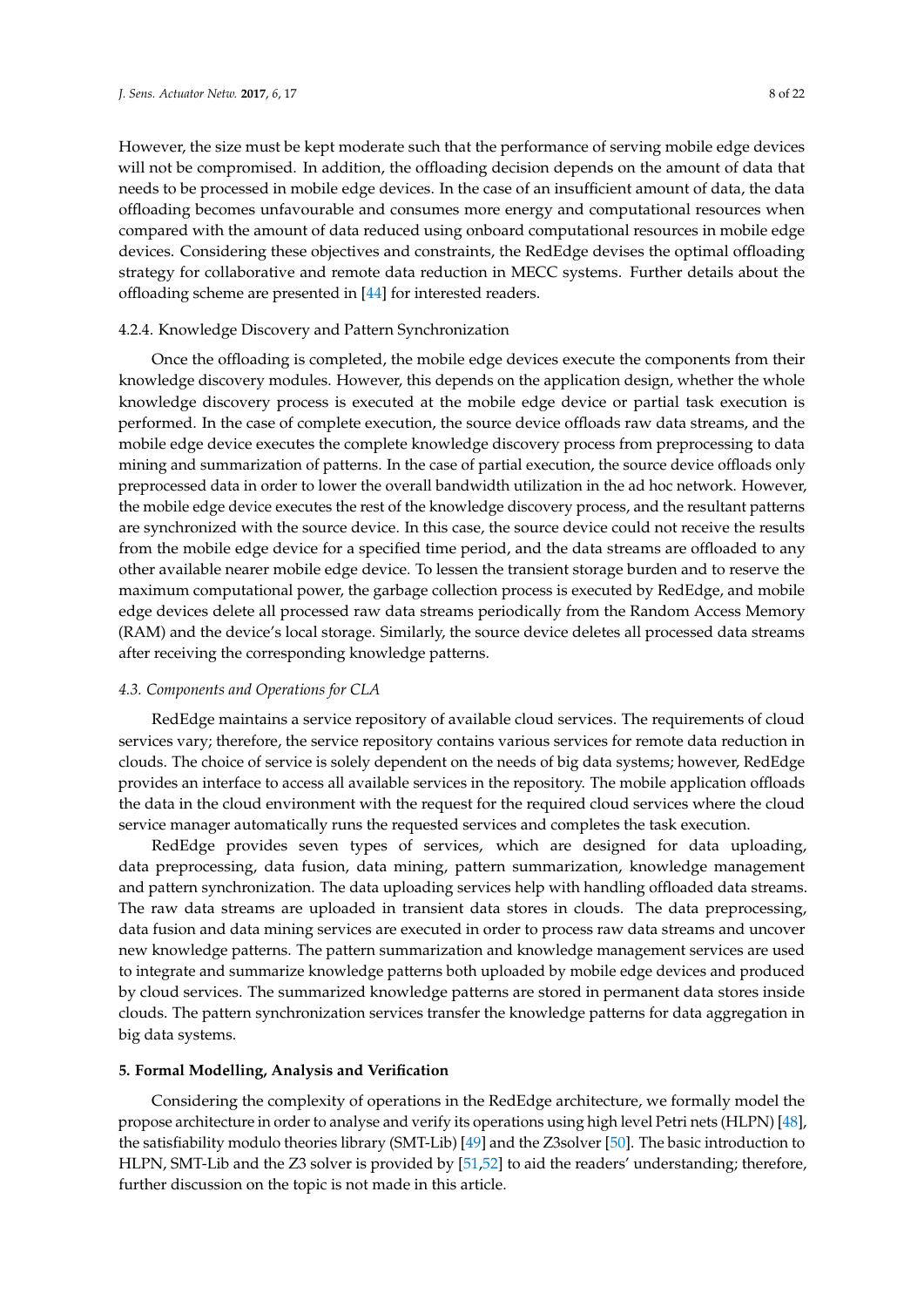However, the size must be kept moderate such that the performance of serving mobile edge devices will not be compromised. In addition, the offloading decision depends on the amount of data that needs to be processed in mobile edge devices. In the case of an insufficient amount of data, the data offloading becomes unfavourable and consumes more energy and computational resources when compared with the amount of data reduced using onboard computational resources in mobile edge devices. Considering these objectives and constraints, the RedEdge devises the optimal offloading strategy for collaborative and remote data reduction in MECC systems. Further details about the offloading scheme are presented in [44] for interested readers.

#### 4.2.4. Knowledge Discovery and Pattern Synchronization

Once the offloading is completed, the mobile edge devices execute the components from their knowledge discovery modules. However, this depends on the application design, whether the whole knowledge discovery process is executed at the mobile edge device or partial task execution is performed. In the case of complete execution, the source device offloads raw data streams, and the mobile edge device executes the complete knowledge discovery process from preprocessing to data mining and summarization of patterns. In the case of partial execution, the source device offloads only preprocessed data in order to lower the overall bandwidth utilization in the ad hoc network. However, the mobile edge device executes the rest of the knowledge discovery process, and the resultant patterns are synchronized with the source device. In this case, the source device could not receive the results from the mobile edge device for a specified time period, and the data streams are offloaded to any other available nearer mobile edge device. To lessen the transient storage burden and to reserve the maximum computational power, the garbage collection process is executed by RedEdge, and mobile edge devices delete all processed raw data streams periodically from the Random Access Memory (RAM) and the device's local storage. Similarly, the source device deletes all processed data streams after receiving the corresponding knowledge patterns.

### *4.3. Components and Operations for CLA*

RedEdge maintains a service repository of available cloud services. The requirements of cloud services vary; therefore, the service repository contains various services for remote data reduction in clouds. The choice of service is solely dependent on the needs of big data systems; however, RedEdge provides an interface to access all available services in the repository. The mobile application offloads the data in the cloud environment with the request for the required cloud services where the cloud service manager automatically runs the requested services and completes the task execution.

RedEdge provides seven types of services, which are designed for data uploading, data preprocessing, data fusion, data mining, pattern summarization, knowledge management and pattern synchronization. The data uploading services help with handling offloaded data streams. The raw data streams are uploaded in transient data stores in clouds. The data preprocessing, data fusion and data mining services are executed in order to process raw data streams and uncover new knowledge patterns. The pattern summarization and knowledge management services are used to integrate and summarize knowledge patterns both uploaded by mobile edge devices and produced by cloud services. The summarized knowledge patterns are stored in permanent data stores inside clouds. The pattern synchronization services transfer the knowledge patterns for data aggregation in big data systems.

## **5. Formal Modelling, Analysis and Verification**

Considering the complexity of operations in the RedEdge architecture, we formally model the propose architecture in order to analyse and verify its operations using high level Petri nets (HLPN) [48], the satisfiability modulo theories library (SMT-Lib) [49] and the Z3solver [50]. The basic introduction to HLPN, SMT-Lib and the Z3 solver is provided by [51,52] to aid the readers' understanding; therefore, further discussion on the topic is not made in this article.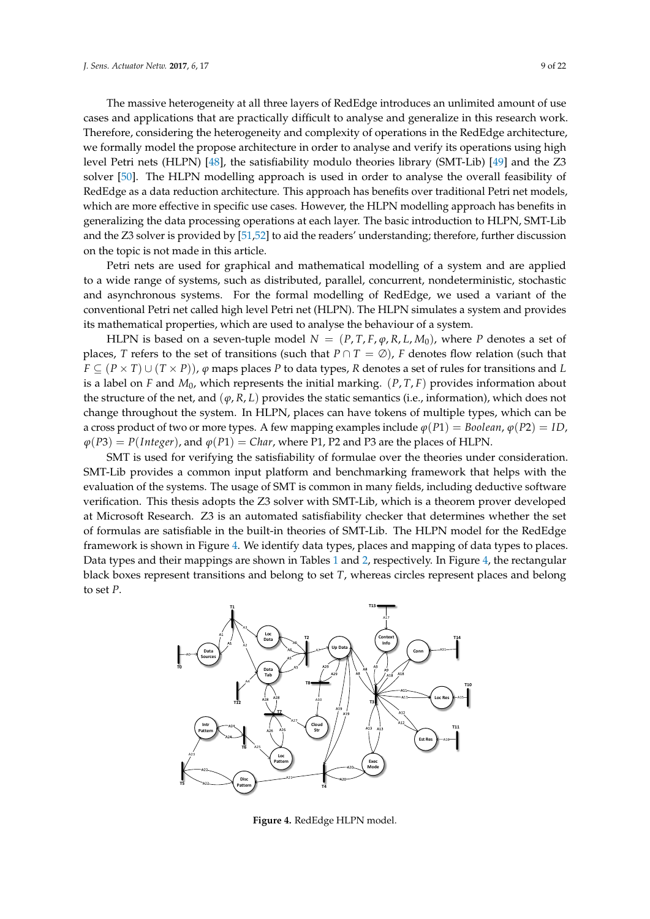The massive heterogeneity at all three layers of RedEdge introduces an unlimited amount of use cases and applications that are practically difficult to analyse and generalize in this research work. Therefore, considering the heterogeneity and complexity of operations in the RedEdge architecture, we formally model the propose architecture in order to analyse and verify its operations using high level Petri nets (HLPN) [48], the satisfiability modulo theories library (SMT-Lib) [49] and the Z3 solver [50]. The HLPN modelling approach is used in order to analyse the overall feasibility of RedEdge as a data reduction architecture. This approach has benefits over traditional Petri net models, which are more effective in specific use cases. However, the HLPN modelling approach has benefits in generalizing the data processing operations at each layer. The basic introduction to HLPN, SMT-Lib and the Z3 solver is provided by [51,52] to aid the readers' understanding; therefore, further discussion on the topic is not made in this article.

Petri nets are used for graphical and mathematical modelling of a system and are applied to a wide range of systems, such as distributed, parallel, concurrent, nondeterministic, stochastic and asynchronous systems. For the formal modelling of RedEdge, we used a variant of the conventional Petri net called high level Petri net (HLPN). The HLPN simulates a system and provides its mathematical properties, which are used to analyse the behaviour of a system.

HLPN is based on a seven-tuple model $N = (P, T, F, \varphi, R, L, M_0)$, where $P$ denotes a set of places, $T$ refers to the set of transitions (such that $P \cap T = \emptyset$), $F$ denotes flow relation (such that $F \subseteq (P \times T) \cup (T \times P)$), $\varphi$ maps places $P$ to data types, $R$ denotes a set of rules for transitions and $L$ is a label on $F$ and $M_0$, which represents the initial marking. $(P, T, F)$ provides information about the structure of the net, and $(\varphi, R, L)$ provides the static semantics (i.e., information), which does not change throughout the system. In HLPN, places can have tokens of multiple types, which can be a cross product of two or more types. A few mapping examples include $\varphi(P1) = Boolean$, $\varphi(P2) = ID$, $\varphi(P3) = P(Integer)$, and $\varphi(P1) = Char$, where P1, P2 and P3 are the places of HLPN.

SMT is used for verifying the satisfiability of formulae over the theories under consideration. SMT-Lib provides a common input platform and benchmarking framework that helps with the evaluation of the systems. The usage of SMT is common in many fields, including deductive software verification. This thesis adopts the Z3 solver with SMT-Lib, which is a theorem prover developed at Microsoft Research. Z3 is an automated satisfiability checker that determines whether the set of formulas are satisfiable in the built-in theories of SMT-Lib. The HLPN model for the RedEdge framework is shown in Figure 4. We identify data types, places and mapping of data types to places. Data types and their mappings are shown in Tables 1 and 2, respectively. In Figure 4, the rectangular black boxes represent transitions and belong to set $T$, whereas circles represent places and belong to set $P$.

**Figure 4.** RedEdge HLPN model.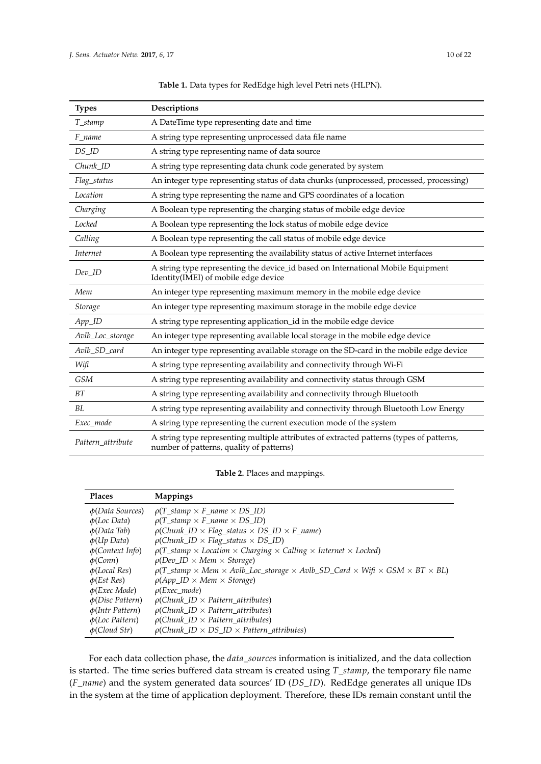**Table 1.** Data types for RedEdge high level Petri nets (HLPN).

| Types | Descriptions |
|---|---|
| *T_stamp* | A DateTime type representing date and time |
| *F_name* | A string type representing unprocessed data file name |
| *DS_ID* | A string type representing name of data source |
| *Chunk_ID* | A string type representing data chunk code generated by system |
| *Flag_status* | An integer type representing status of data chunks (unprocessed, processed, processing) |
| *Location* | A string type representing the name and GPS coordinates of a location |
| *Charging* | A Boolean type representing the charging status of mobile edge device |
| *Locked* | A Boolean type representing the lock status of mobile edge device |
| *Calling* | A Boolean type representing the call status of mobile edge device |
| *Internet* | A Boolean type representing the availability status of active Internet interfaces |
| *Dev_ID* | A string type representing the device_id based on International Mobile Equipment Identity(IMEI) of mobile edge device |
| *Mem* | An integer type representing maximum memory in the mobile edge device |
| *Storage* | An integer type representing maximum storage in the mobile edge device |
| *App_ID* | A string type representing application_id in the mobile edge device |
| *Avlb_Loc_storage* | An integer type representing available local storage in the mobile edge device |
| *Avlb_SD_card* | An integer type representing available storage on the SD-card in the mobile edge device |
| *Wifi* | A string type representing availability and connectivity through Wi-Fi |
| *GSM* | A string type representing availability and connectivity status through GSM |
| *BT* | A string type representing availability and connectivity through Bluetooth |
| *BL* | A string type representing availability and connectivity through Bluetooth Low Energy |
| *Exec_mode* | A string type representing the current execution mode of the system |
| *Pattern_attribute* | A string type representing multiple attributes of extracted patterns (types of patterns, number of patterns, quality of patterns) |

**Table 2.** Places and mappings.

| Places | Mappings |
|---|---|
| $\phi$(*Data Sources*) | $\rho$(*T_stamp* $\times$ *F_name* $\times$ *DS_ID*) |
| $\phi$(*Loc Data*) | $\rho$(*T_stamp* $\times$ *F_name* $\times$ *DS_ID*) |
| $\phi$(*Data Tab*) | $\rho$(*Chunk_ID* $\times$ *Flag_status* $\times$ *DS_ID* $\times$ *F_name*) |
| $\phi$(*Up Data*) | $\rho$(*Chunk_ID* $\times$ *Flag_status* $\times$ *DS_ID*) |
| $\phi$(*Context Info*) | $\rho$(*T_stamp* $\times$ *Location* $\times$ *Charging* $\times$ *Calling* $\times$ *Internet* $\times$ *Locked*) |
| $\phi$(*Conn*) | $\rho$(*Dev_ID* $\times$ *Mem* $\times$ *Storage*) |
| $\phi$(*Local Res*) | $\rho$(*T_stamp* $\times$ *Mem* $\times$ *Avlb_Loc_storage* $\times$ *Avlb_SD_Card* $\times$ *Wifi* $\times$ *GSM* $\times$ *BT* $\times$ *BL*) |
| $\phi$(*Est Res*) | $\rho$(*App_ID* $\times$ *Mem* $\times$ *Storage*) |
| $\phi$(*Exec Mode*) | $\rho$(*Exec_mode*) |
| $\phi$(*Disc Pattern*) | $\rho$(*Chunk_ID* $\times$ *Pattern_attributes*) |
| $\phi$(*Intr Pattern*) | $\rho$(*Chunk_ID* $\times$ *Pattern_attributes*) |
| $\phi$(*Loc Pattern*) | $\rho$(*Chunk_ID* $\times$ *Pattern_attributes*) |
| $\phi$(*Cloud Str*) | $\rho$(*Chunk_ID* $\times$ *DS_ID* $\times$ *Pattern_attributes*) |

For each data collection phase, the *data_sources* information is initialized, and the data collection is started. The time series buffered data stream is created using $T\_stamp$, the temporary file name ($F\_name$) and the system generated data sources' ID ($DS\_ID$). RedEdge generates all unique IDs in the system at the time of application deployment. Therefore, these IDs remain constant until the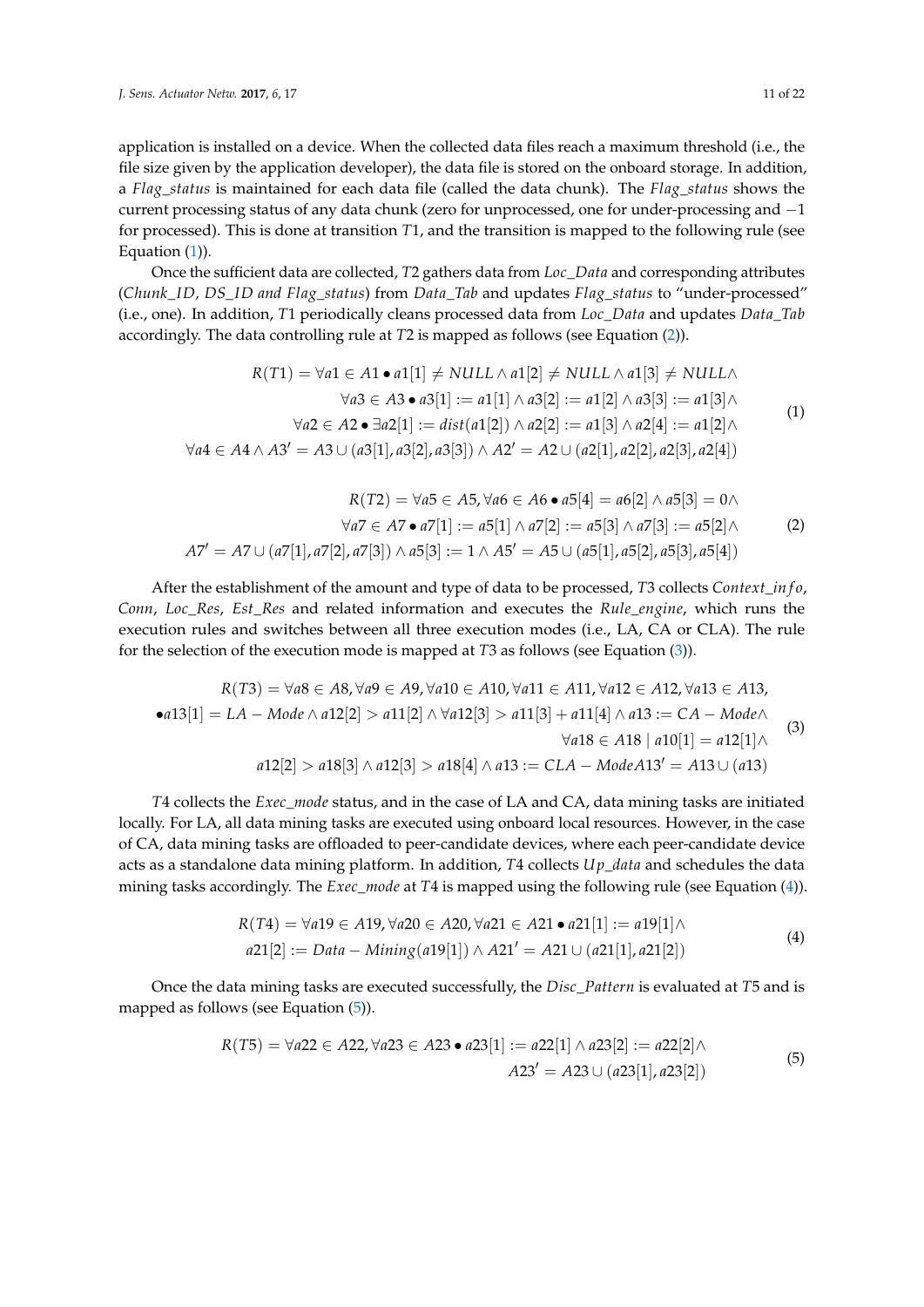application is installed on a device. When the collected data files reach a maximum threshold (i.e., the file size given by the application developer), the data file is stored on the onboard storage. In addition, a *Flag_status* is maintained for each data file (called the data chunk). The *Flag_status* shows the current processing status of any data chunk (zero for unprocessed, one for under-processing and $-1$ for processed). This is done at transition $T1$, and the transition is mapped to the following rule (see Equation (1)).

Once the sufficient data are collected, $T2$ gathers data from *Loc_Data* and corresponding attributes (*Chunk_ID, DS_ID and Flag_status*) from *Data_Tab* and updates *Flag_status* to "under-processed" (i.e., one). In addition, $T1$ periodically cleans processed data from *Loc_Data* and updates *Data_Tab* accordingly. The data controlling rule at $T2$ is mapped as follows (see Equation (2)).

$$
\begin{aligned}
R(T1) = \forall a1 \in A1 \bullet a1[1] \neq NULL \wedge a1[2] \neq NULL \wedge a1[3] \neq NULL \wedge \\
\forall a3 \in A3 \bullet a3[1] := a1[1] \wedge a3[2] := a1[2] \wedge a3[3] := a1[3] \wedge \\
\forall a2 \in A2 \bullet \exists a2[1] := dist(a1[2]) \wedge a2[2] := a1[3] \wedge a2[4] := a1[2] \wedge \\
\forall a4 \in A4 \wedge A3' = A3 \cup (a3[1], a3[2], a3[3]) \wedge A2' = A2 \cup (a2[1], a2[2], a2[3], a2[4])
\end{aligned} \tag{1}
$$

$$
\begin{aligned}
R(T2) = \forall a5 \in A5, \forall a6 \in A6 \bullet a5[4] = a6[2] \wedge a5[3] = 0 \wedge \\
\forall a7 \in A7 \bullet a7[1] := a5[1] \wedge a7[2] := a5[3] \wedge a7[3] := a5[2] \wedge \\
A7' = A7 \cup (a7[1], a7[2], a7[3]) \wedge a5[3] := 1 \wedge A5' = A5 \cup (a5[1], a5[2], a5[3], a5[4])
\end{aligned} \tag{2}
$$

After the establishment of the amount and type of data to be processed, $T3$ collects *Context_info*, *Conn*, *Loc_Res*, *Est_Res* and related information and executes the *Rule_engine*, which runs the execution rules and switches between all three execution modes (i.e., LA, CA or CLA). The rule for the selection of the execution mode is mapped at $T3$ as follows (see Equation (3)).

$$
\begin{aligned}
R(T3) = \forall a8 \in A8, \forall a9 \in A9, \forall a10 \in A10, \forall a11 \in A11, \forall a12 \in A12, \forall a13 \in A13, \\
\bullet a13[1] = LA-Mode \wedge a12[2] > a11[2] \wedge \forall a12[3] > a11[3] + a11[4] \wedge a13 := CA-Mode \wedge \\
\forall a18 \in A18 \mid a10[1] = a12[1] \wedge \\
a12[2] > a18[3] \wedge a12[3] > a18[4] \wedge a13 := CLA-Mode A13' = A13 \cup (a13)
\end{aligned} \tag{3}
$$

$T4$ collects the *Exec_mode* status, and in the case of LA and CA, data mining tasks are initiated locally. For LA, all data mining tasks are executed using onboard local resources. However, in the case of CA, data mining tasks are offloaded to peer-candidate devices, where each peer-candidate device acts as a standalone data mining platform. In addition, $T4$ collects *Up_data* and schedules the data mining tasks accordingly. The *Exec_mode* at $T4$ is mapped using the following rule (see Equation (4)).

$$
\begin{aligned}
R(T4) = \forall a19 \in A19, \forall a20 \in A20, \forall a21 \in A21 \bullet a21[1] := a19[1] \wedge \\
a21[2] := Data-Mining(a19[1]) \wedge A21' = A21 \cup (a21[1], a21[2])
\end{aligned} \tag{4}
$$

Once the data mining tasks are executed successfully, the *Disc_Pattern* is evaluated at $T5$ and is mapped as follows (see Equation (5)).

$$
\begin{aligned}
R(T5) = \forall a22 \in A22, \forall a23 \in A23 \bullet a23[1] := a22[1] \wedge a23[2] := a22[2] \wedge \\
A23' = A23 \cup (a23[1], a23[2])
\end{aligned} \tag{5}
$$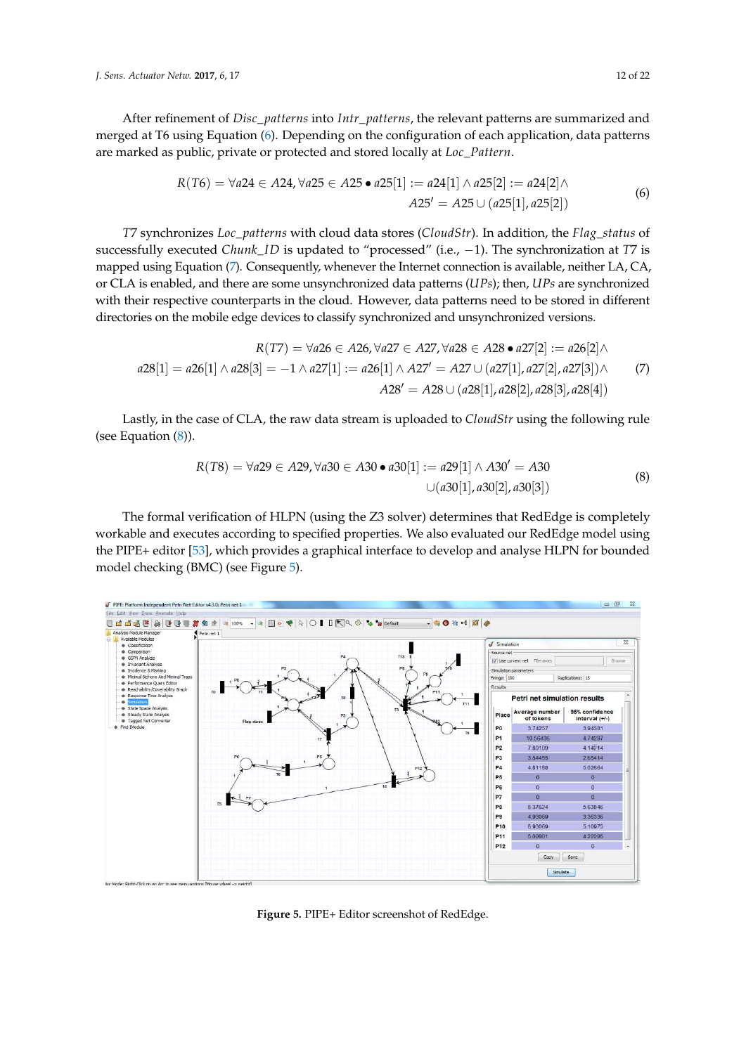After refinement of *Disc_patterns* into *Intr_patterns*, the relevant patterns are summarized and merged at T6 using Equation (6). Depending on the configuration of each application, data patterns are marked as public, private or protected and stored locally at *Loc_Pattern*.

$$R(T6) = \forall a24 \in A24, \forall a25 \in A25 \bullet a25[1] := a24[1] \wedge a25[2] := a24[2] \wedge \\ A25' = A25 \cup (a25[1], a25[2]) \quad (6)$$

*T7* synchronizes *Loc_patterns* with cloud data stores (*CloudStr*). In addition, the *Flag_status* of successfully executed *Chunk_ID* is updated to "processed" (i.e., −1). The synchronization at *T7* is mapped using Equation (7). Consequently, whenever the Internet connection is available, neither LA, CA, or CLA is enabled, and there are some unsynchronized data patterns (*UPs*); then, *UPs* are synchronized with their respective counterparts in the cloud. However, data patterns need to be stored in different directories on the mobile edge devices to classify synchronized and unsynchronized versions.

$$R(T7) = \forall a26 \in A26, \forall a27 \in A27, \forall a28 \in A28 \bullet a27[2] := a26[2] \wedge \\ a28[1] = a26[1] \wedge a28[3] = -1 \wedge a27[1] := a26[1] \wedge A27' = A27 \cup (a27[1], a27[2], a27[3]) \wedge \\ A28' = A28 \cup (a28[1], a28[2], a28[3], a28[4]) \quad (7)$$

Lastly, in the case of CLA, the raw data stream is uploaded to *CloudStr* using the following rule (see Equation (8)).

$$R(T8) = \forall a29 \in A29, \forall a30 \in A30 \bullet a30[1] := a29[1] \wedge A30' = A30 \\ \cup (a30[1], a30[2], a30[3]) \quad (8)$$

The formal verification of HLPN (using the Z3 solver) determines that RedEdge is completely workable and executes according to specified properties. We also evaluated our RedEdge model using the PIPE+ editor [53], which provides a graphical interface to develop and analyse HLPN for bounded model checking (BMC) (see Figure 5).

**Figure 5.** PIPE+ Editor screenshot of RedEdge.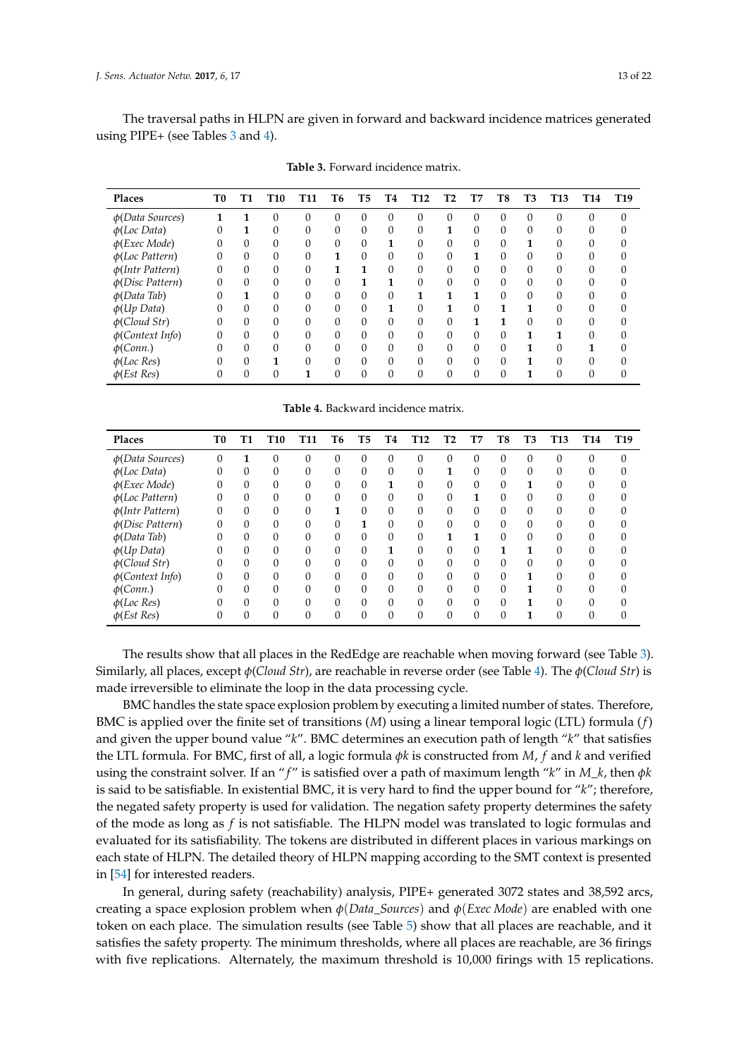The traversal paths in HLPN are given in forward and backward incidence matrices generated using PIPE+ (see Tables 3 and 4).

**Table 3.** Forward incidence matrix.

| Places | T0 | T1 | T10 | T11 | T6 | T5 | T4 | T12 | T2 | T7 | T8 | T3 | T13 | T14 | T19 |
|---|---|---|---|---|---|---|---|---|---|---|---|---|---|---|---|
| $\phi$(*Data Sources*) | **1** | **1** | 0 | 0 | 0 | 0 | 0 | 0 | 0 | 0 | 0 | 0 | 0 | 0 | 0 |
| $\phi$(*Loc Data*) | 0 | **1** | 0 | 0 | 0 | 0 | 0 | 0 | **1** | 0 | 0 | 0 | 0 | 0 | 0 |
| $\phi$(*Exec Mode*) | 0 | 0 | 0 | 0 | 0 | 0 | **1** | 0 | 0 | 0 | 0 | **1** | 0 | 0 | 0 |
| $\phi$(*Loc Pattern*) | 0 | 0 | 0 | 0 | **1** | 0 | 0 | 0 | 0 | **1** | 0 | 0 | 0 | 0 | 0 |
| $\phi$(*Intr Pattern*) | 0 | 0 | 0 | 0 | **1** | **1** | 0 | 0 | 0 | 0 | 0 | 0 | 0 | 0 | 0 |
| $\phi$(*Disc Pattern*) | 0 | 0 | 0 | 0 | 0 | **1** | **1** | 0 | 0 | 0 | 0 | 0 | 0 | 0 | 0 |
| $\phi$(*Data Tab*) | 0 | **1** | 0 | 0 | 0 | 0 | 0 | **1** | **1** | **1** | 0 | 0 | 0 | 0 | 0 |
| $\phi$(*Up Data*) | 0 | 0 | 0 | 0 | 0 | 0 | **1** | 0 | **1** | 0 | **1** | **1** | 0 | 0 | 0 |
| $\phi$(*Cloud Str*) | 0 | 0 | 0 | 0 | 0 | 0 | 0 | 0 | 0 | **1** | **1** | 0 | 0 | 0 | 0 |
| $\phi$(*Context Info*) | 0 | 0 | 0 | 0 | 0 | 0 | 0 | 0 | 0 | 0 | 0 | **1** | **1** | 0 | 0 |
| $\phi$(*Conn.*) | 0 | 0 | 0 | 0 | 0 | 0 | 0 | 0 | 0 | 0 | 0 | **1** | 0 | **1** | 0 |
| $\phi$(*Loc Res*) | 0 | 0 | **1** | 0 | 0 | 0 | 0 | 0 | 0 | 0 | 0 | **1** | 0 | 0 | 0 |
| $\phi$(*Est Res*) | 0 | 0 | 0 | **1** | 0 | 0 | 0 | 0 | 0 | 0 | 0 | **1** | 0 | 0 | 0 |

**Table 4.** Backward incidence matrix.

| Places | T0 | T1 | T10 | T11 | T6 | T5 | T4 | T12 | T2 | T7 | T8 | T3 | T13 | T14 | T19 |
|---|---|---|---|---|---|---|---|---|---|---|---|---|---|---|---|
| $\phi$(*Data Sources*) | 0 | **1** | 0 | 0 | 0 | 0 | 0 | 0 | 0 | 0 | 0 | 0 | 0 | 0 | 0 |
| $\phi$(*Loc Data*) | 0 | 0 | 0 | 0 | 0 | 0 | 0 | 0 | **1** | 0 | 0 | 0 | 0 | 0 | 0 |
| $\phi$(*Exec Mode*) | 0 | 0 | 0 | 0 | 0 | 0 | **1** | 0 | 0 | 0 | 0 | **1** | 0 | 0 | 0 |
| $\phi$(*Loc Pattern*) | 0 | 0 | 0 | 0 | 0 | 0 | 0 | 0 | 0 | **1** | 0 | 0 | 0 | 0 | 0 |
| $\phi$(*Intr Pattern*) | 0 | 0 | 0 | 0 | **1** | 0 | 0 | 0 | 0 | 0 | 0 | 0 | 0 | 0 | 0 |
| $\phi$(*Disc Pattern*) | 0 | 0 | 0 | 0 | 0 | **1** | 0 | 0 | 0 | 0 | 0 | 0 | 0 | 0 | 0 |
| $\phi$(*Data Tab*) | 0 | 0 | 0 | 0 | 0 | 0 | 0 | 0 | **1** | **1** | 0 | 0 | 0 | 0 | 0 |
| $\phi$(*Up Data*) | 0 | 0 | 0 | 0 | 0 | 0 | **1** | 0 | 0 | 0 | **1** | **1** | 0 | 0 | 0 |
| $\phi$(*Cloud Str*) | 0 | 0 | 0 | 0 | 0 | 0 | 0 | 0 | 0 | 0 | 0 | 0 | 0 | 0 | 0 |
| $\phi$(*Context Info*) | 0 | 0 | 0 | 0 | 0 | 0 | 0 | 0 | 0 | 0 | 0 | **1** | 0 | 0 | 0 |
| $\phi$(*Conn.*) | 0 | 0 | 0 | 0 | 0 | 0 | 0 | 0 | 0 | 0 | 0 | **1** | 0 | 0 | 0 |
| $\phi$(*Loc Res*) | 0 | 0 | 0 | 0 | 0 | 0 | 0 | 0 | 0 | 0 | 0 | **1** | 0 | 0 | 0 |
| $\phi$(*Est Res*) | 0 | 0 | 0 | 0 | 0 | 0 | 0 | 0 | 0 | 0 | 0 | **1** | 0 | 0 | 0 |

The results show that all places in the RedEdge are reachable when moving forward (see Table 3). Similarly, all places, except $\phi$(*Cloud Str*), are reachable in reverse order (see Table 4). The $\phi$(*Cloud Str*) is made irreversible to eliminate the loop in the data processing cycle.

BMC handles the state space explosion problem by executing a limited number of states. Therefore, BMC is applied over the finite set of transitions ($M$) using a linear temporal logic (LTL) formula ($f$) and given the upper bound value "$k$". BMC determines an execution path of length "$k$" that satisfies the LTL formula. For BMC, first of all, a logic formula $\phi k$ is constructed from $M$, $f$ and $k$ and verified using the constraint solver. If an "$f$" is satisfied over a path of maximum length "$k$" in $M\_k$, then $\phi k$ is said to be satisfiable. In existential BMC, it is very hard to find the upper bound for "$k$"; therefore, the negated safety property is used for validation. The negation safety property determines the safety of the mode as long as $f$ is not satisfiable. The HLPN model was translated to logic formulas and evaluated for its satisfiability. The tokens are distributed in different places in various markings on each state of HLPN. The detailed theory of HLPN mapping according to the SMT context is presented in [54] for interested readers.

In general, during safety (reachability) analysis, PIPE+ generated 3072 states and 38,592 arcs, creating a space explosion problem when $\phi(Data\_Sources)$ and $\phi(Exec\ Mode)$ are enabled with one token on each place. The simulation results (see Table 5) show that all places are reachable, and it satisfies the safety property. The minimum thresholds, where all places are reachable, are 36 firings with five replications. Alternately, the maximum threshold is 10,000 firings with 15 replications.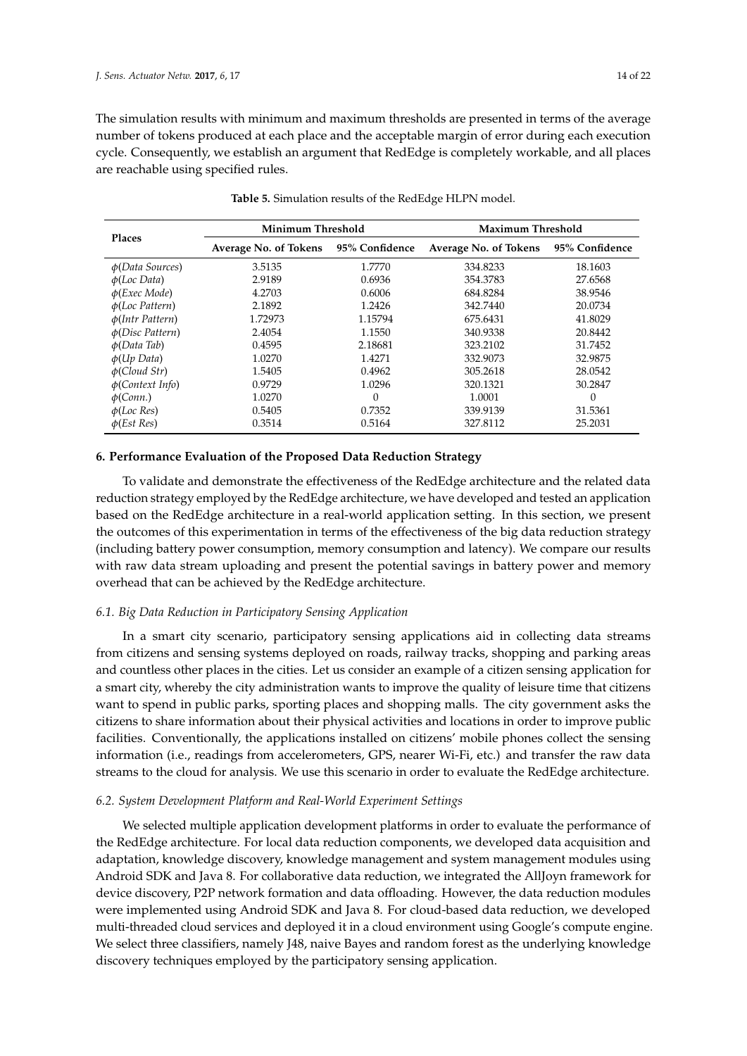The simulation results with minimum and maximum thresholds are presented in terms of the average number of tokens produced at each place and the acceptable margin of error during each execution cycle. Consequently, we establish an argument that RedEdge is completely workable, and all places are reachable using specified rules.

**Table 5.** Simulation results of the RedEdge HLPN model.

| Places | Minimum Threshold | | Maximum Threshold | |
|---|---|---|---|---|
| | Average No. of Tokens | 95% Confidence | Average No. of Tokens | 95% Confidence |
| $\phi$(*Data Sources*) | 3.5135 | 1.7770 | 334.8233 | 18.1603 |
| $\phi$(*Loc Data*) | 2.9189 | 0.6936 | 354.3783 | 27.6568 |
| $\phi$(*Exec Mode*) | 4.2703 | 0.6006 | 684.8284 | 38.9546 |
| $\phi$(*Loc Pattern*) | 2.1892 | 1.2426 | 342.7440 | 20.0734 |
| $\phi$(*Intr Pattern*) | 1.72973 | 1.15794 | 675.6431 | 41.8029 |
| $\phi$(*Disc Pattern*) | 2.4054 | 1.1550 | 340.9338 | 20.8442 |
| $\phi$(*Data Tab*) | 0.4595 | 2.18681 | 323.2102 | 31.7452 |
| $\phi$(*Up Data*) | 1.0270 | 1.4271 | 332.9073 | 32.9875 |
| $\phi$(*Cloud Str*) | 1.5405 | 0.4962 | 305.2618 | 28.0542 |
| $\phi$(*Context Info*) | 0.9729 | 1.0296 | 320.1321 | 30.2847 |
| $\phi$(*Conn.*) | 1.0270 | 0 | 1.0001 | 0 |
| $\phi$(*Loc Res*) | 0.5405 | 0.7352 | 339.9139 | 31.5361 |
| $\phi$(*Est Res*) | 0.3514 | 0.5164 | 327.8112 | 25.2031 |

## 6. Performance Evaluation of the Proposed Data Reduction Strategy

To validate and demonstrate the effectiveness of the RedEdge architecture and the related data reduction strategy employed by the RedEdge architecture, we have developed and tested an application based on the RedEdge architecture in a real-world application setting. In this section, we present the outcomes of this experimentation in terms of the effectiveness of the big data reduction strategy (including battery power consumption, memory consumption and latency). We compare our results with raw data stream uploading and present the potential savings in battery power and memory overhead that can be achieved by the RedEdge architecture.

### *6.1. Big Data Reduction in Participatory Sensing Application*

In a smart city scenario, participatory sensing applications aid in collecting data streams from citizens and sensing systems deployed on roads, railway tracks, shopping and parking areas and countless other places in the cities. Let us consider an example of a citizen sensing application for a smart city, whereby the city administration wants to improve the quality of leisure time that citizens want to spend in public parks, sporting places and shopping malls. The city government asks the citizens to share information about their physical activities and locations in order to improve public facilities. Conventionally, the applications installed on citizens' mobile phones collect the sensing information (i.e., readings from accelerometers, GPS, nearer Wi-Fi, etc.) and transfer the raw data streams to the cloud for analysis. We use this scenario in order to evaluate the RedEdge architecture.

### *6.2. System Development Platform and Real-World Experiment Settings*

We selected multiple application development platforms in order to evaluate the performance of the RedEdge architecture. For local data reduction components, we developed data acquisition and adaptation, knowledge discovery, knowledge management and system management modules using Android SDK and Java 8. For collaborative data reduction, we integrated the AllJoyn framework for device discovery, P2P network formation and data offloading. However, the data reduction modules were implemented using Android SDK and Java 8. For cloud-based data reduction, we developed multi-threaded cloud services and deployed it in a cloud environment using Google's compute engine. We select three classifiers, namely J48, naive Bayes and random forest as the underlying knowledge discovery techniques employed by the participatory sensing application.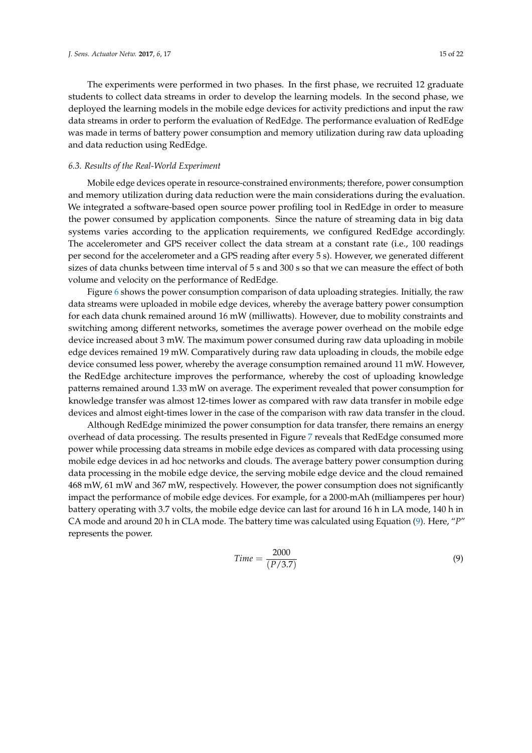The experiments were performed in two phases. In the first phase, we recruited 12 graduate students to collect data streams in order to develop the learning models. In the second phase, we deployed the learning models in the mobile edge devices for activity predictions and input the raw data streams in order to perform the evaluation of RedEdge. The performance evaluation of RedEdge was made in terms of battery power consumption and memory utilization during raw data uploading and data reduction using RedEdge.

### *6.3. Results of the Real-World Experiment*

Mobile edge devices operate in resource-constrained environments; therefore, power consumption and memory utilization during data reduction were the main considerations during the evaluation. We integrated a software-based open source power profiling tool in RedEdge in order to measure the power consumed by application components. Since the nature of streaming data in big data systems varies according to the application requirements, we configured RedEdge accordingly. The accelerometer and GPS receiver collect the data stream at a constant rate (i.e., 100 readings per second for the accelerometer and a GPS reading after every 5 s). However, we generated different sizes of data chunks between time interval of 5 s and 300 s so that we can measure the effect of both volume and velocity on the performance of RedEdge.

Figure 6 shows the power consumption comparison of data uploading strategies. Initially, the raw data streams were uploaded in mobile edge devices, whereby the average battery power consumption for each data chunk remained around 16 mW (milliwatts). However, due to mobility constraints and switching among different networks, sometimes the average power overhead on the mobile edge device increased about 3 mW. The maximum power consumed during raw data uploading in mobile edge devices remained 19 mW. Comparatively during raw data uploading in clouds, the mobile edge device consumed less power, whereby the average consumption remained around 11 mW. However, the RedEdge architecture improves the performance, whereby the cost of uploading knowledge patterns remained around 1.33 mW on average. The experiment revealed that power consumption for knowledge transfer was almost 12-times lower as compared with raw data transfer in mobile edge devices and almost eight-times lower in the case of the comparison with raw data transfer in the cloud.

Although RedEdge minimized the power consumption for data transfer, there remains an energy overhead of data processing. The results presented in Figure 7 reveals that RedEdge consumed more power while processing data streams in mobile edge devices as compared with data processing using mobile edge devices in ad hoc networks and clouds. The average battery power consumption during data processing in the mobile edge device, the serving mobile edge device and the cloud remained 468 mW, 61 mW and 367 mW, respectively. However, the power consumption does not significantly impact the performance of mobile edge devices. For example, for a 2000-mAh (milliamperes per hour) battery operating with 3.7 volts, the mobile edge device can last for around 16 h in LA mode, 140 h in CA mode and around 20 h in CLA mode. The battery time was calculated using Equation (9). Here, "$P$" represents the power.

$$Time = \frac{2000}{(P/3.7)} \tag{9}$$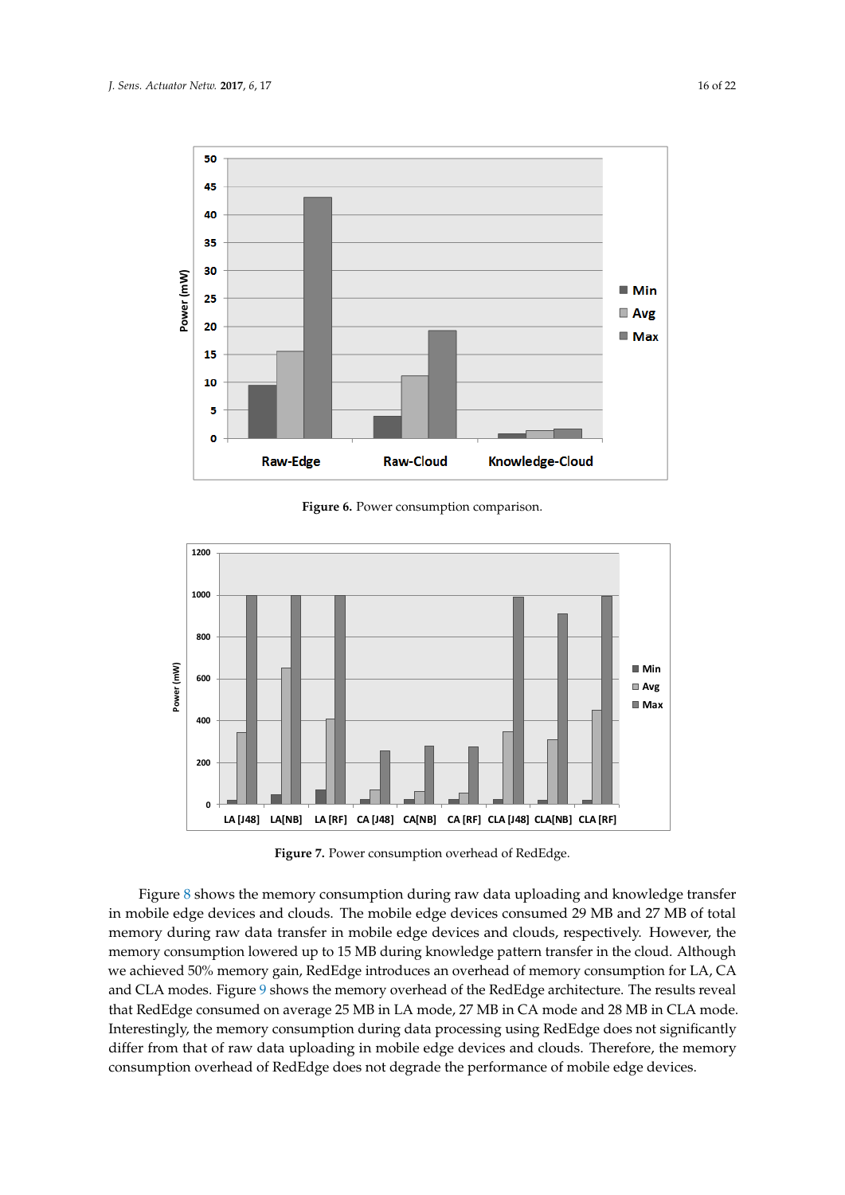Figure 6. Power consumption comparison.

Figure 7. Power consumption overhead of RedEdge.

Figure 8 shows the memory consumption during raw data uploading and knowledge transfer in mobile edge devices and clouds. The mobile edge devices consumed 29 MB and 27 MB of total memory during raw data transfer in mobile edge devices and clouds, respectively. However, the memory consumption lowered up to 15 MB during knowledge pattern transfer in the cloud. Although we achieved 50% memory gain, RedEdge introduces an overhead of memory consumption for LA, CA and CLA modes. Figure 9 shows the memory overhead of the RedEdge architecture. The results reveal that RedEdge consumed on average 25 MB in LA mode, 27 MB in CA mode and 28 MB in CLA mode. Interestingly, the memory consumption during data processing using RedEdge does not significantly differ from that of raw data uploading in mobile edge devices and clouds. Therefore, the memory consumption overhead of RedEdge does not degrade the performance of mobile edge devices.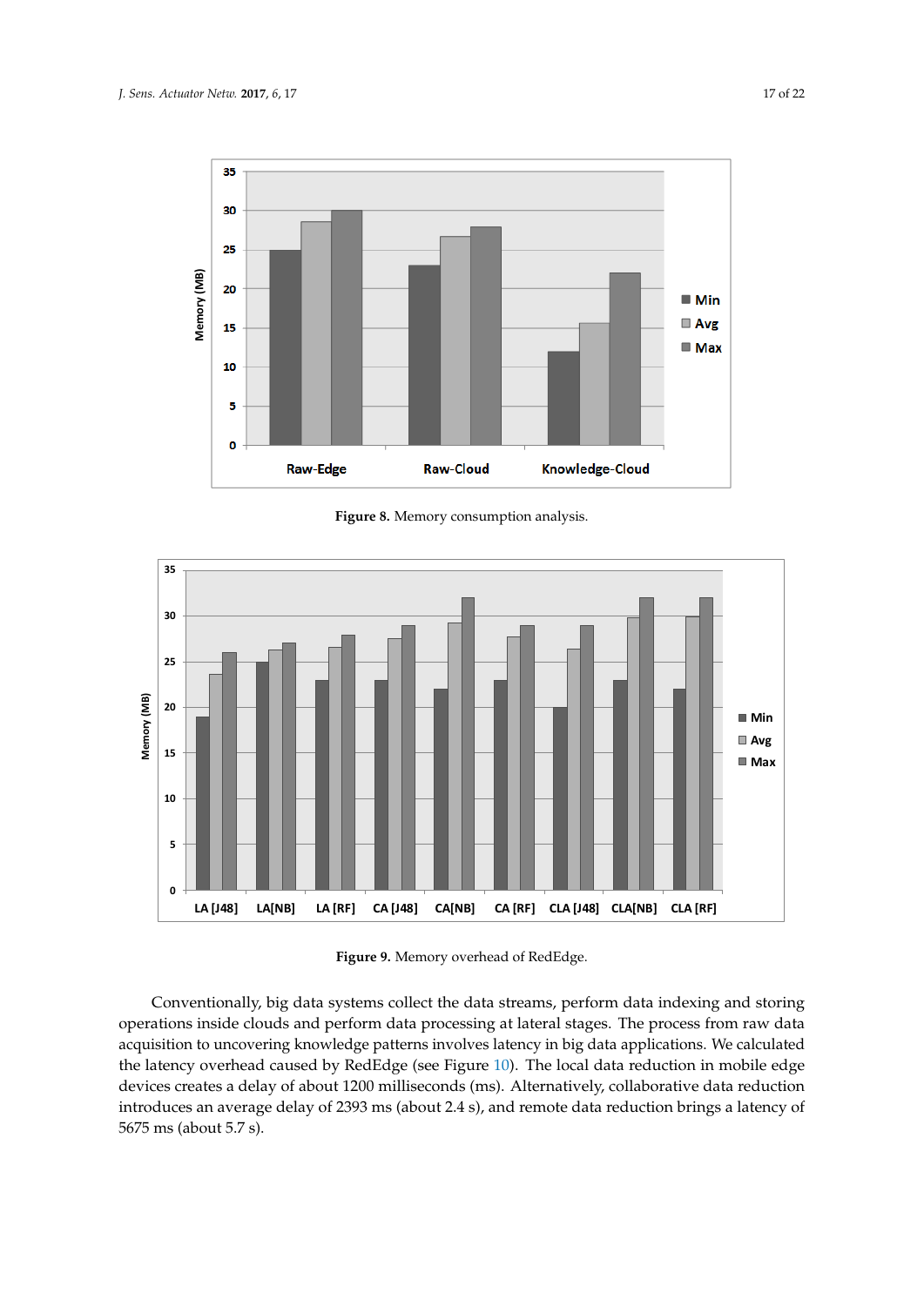**Figure 8.** Memory consumption analysis.

**Figure 9.** Memory overhead of RedEdge.

Conventionally, big data systems collect the data streams, perform data indexing and storing operations inside clouds and perform data processing at lateral stages. The process from raw data acquisition to uncovering knowledge patterns involves latency in big data applications. We calculated the latency overhead caused by RedEdge (see Figure 10). The local data reduction in mobile edge devices creates a delay of about 1200 milliseconds (ms). Alternatively, collaborative data reduction introduces an average delay of 2393 ms (about 2.4 s), and remote data reduction brings a latency of 5675 ms (about 5.7 s).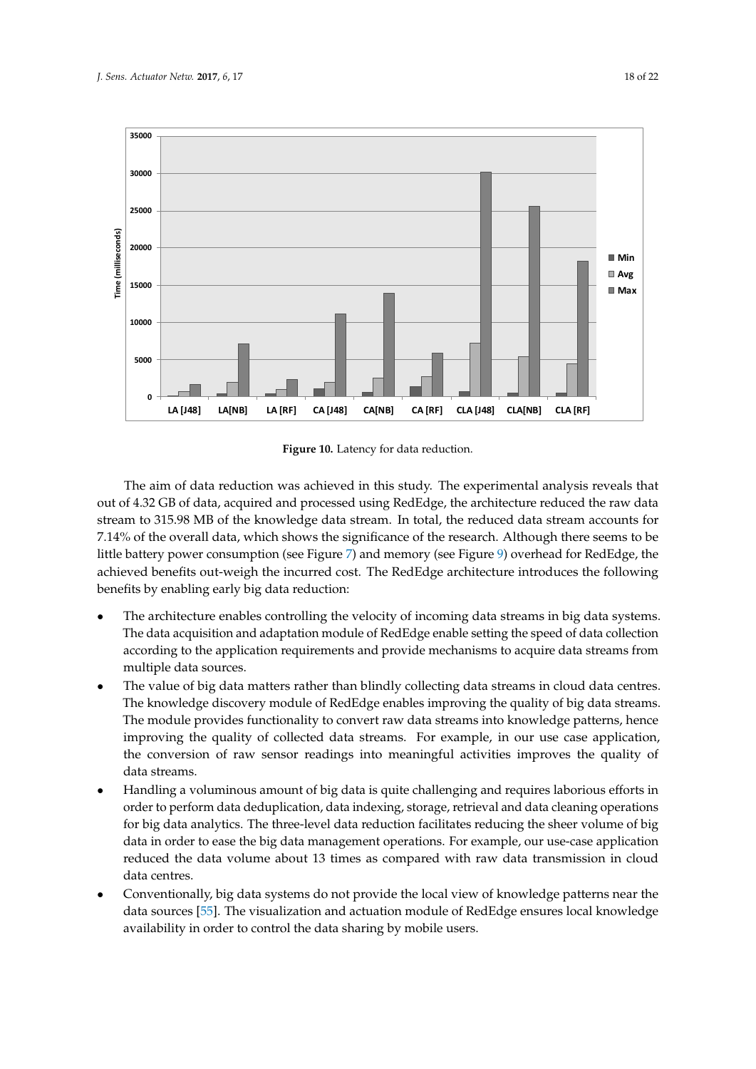**Figure 10.** Latency for data reduction.

The aim of data reduction was achieved in this study. The experimental analysis reveals that out of 4.32 GB of data, acquired and processed using RedEdge, the architecture reduced the raw data stream to 315.98 MB of the knowledge data stream. In total, the reduced data stream accounts for 7.14% of the overall data, which shows the significance of the research. Although there seems to be little battery power consumption (see Figure 7) and memory (see Figure 9) overhead for RedEdge, the achieved benefits out-weigh the incurred cost. The RedEdge architecture introduces the following benefits by enabling early big data reduction:

- The architecture enables controlling the velocity of incoming data streams in big data systems. The data acquisition and adaptation module of RedEdge enable setting the speed of data collection according to the application requirements and provide mechanisms to acquire data streams from multiple data sources.
- The value of big data matters rather than blindly collecting data streams in cloud data centres. The knowledge discovery module of RedEdge enables improving the quality of big data streams. The module provides functionality to convert raw data streams into knowledge patterns, hence improving the quality of collected data streams. For example, in our use case application, the conversion of raw sensor readings into meaningful activities improves the quality of data streams.
- Handling a voluminous amount of big data is quite challenging and requires laborious efforts in order to perform data deduplication, data indexing, storage, retrieval and data cleaning operations for big data analytics. The three-level data reduction facilitates reducing the sheer volume of big data in order to ease the big data management operations. For example, our use-case application reduced the data volume about 13 times as compared with raw data transmission in cloud data centres.
- Conventionally, big data systems do not provide the local view of knowledge patterns near the data sources [55]. The visualization and actuation module of RedEdge ensures local knowledge availability in order to control the data sharing by mobile users.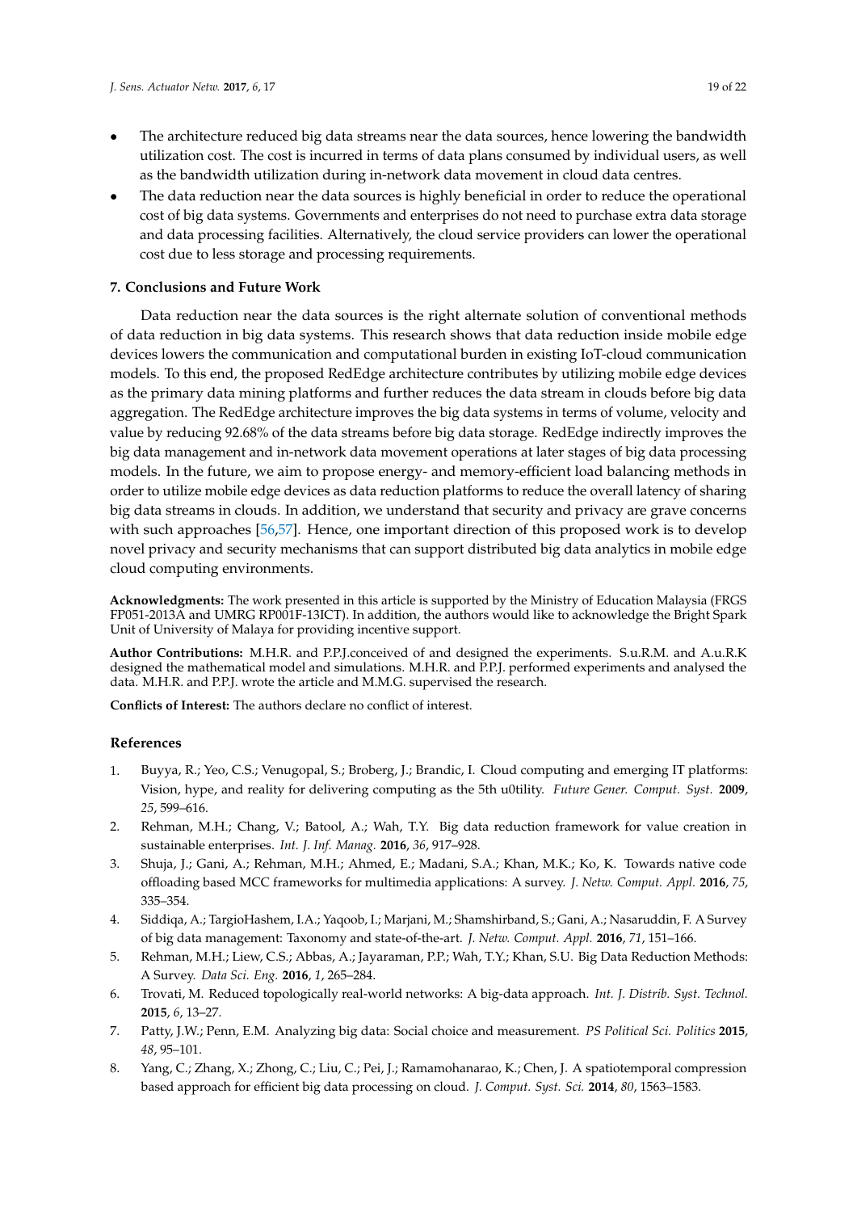- The architecture reduced big data streams near the data sources, hence lowering the bandwidth utilization cost. The cost is incurred in terms of data plans consumed by individual users, as well as the bandwidth utilization during in-network data movement in cloud data centres.
- The data reduction near the data sources is highly beneficial in order to reduce the operational cost of big data systems. Governments and enterprises do not need to purchase extra data storage and data processing facilities. Alternatively, the cloud service providers can lower the operational cost due to less storage and processing requirements.

## 7. Conclusions and Future Work

Data reduction near the data sources is the right alternate solution of conventional methods of data reduction in big data systems. This research shows that data reduction inside mobile edge devices lowers the communication and computational burden in existing IoT-cloud communication models. To this end, the proposed RedEdge architecture contributes by utilizing mobile edge devices as the primary data mining platforms and further reduces the data stream in clouds before big data aggregation. The RedEdge architecture improves the big data systems in terms of volume, velocity and value by reducing 92.68% of the data streams before big data storage. RedEdge indirectly improves the big data management and in-network data movement operations at later stages of big data processing models. In the future, we aim to propose energy- and memory-efficient load balancing methods in order to utilize mobile edge devices as data reduction platforms to reduce the overall latency of sharing big data streams in clouds. In addition, we understand that security and privacy are grave concerns with such approaches [56,57]. Hence, one important direction of this proposed work is to develop novel privacy and security mechanisms that can support distributed big data analytics in mobile edge cloud computing environments.

**Acknowledgments:** The work presented in this article is supported by the Ministry of Education Malaysia (FRGS FP051-2013A and UMRG RP001F-13ICT). In addition, the authors would like to acknowledge the Bright Spark Unit of University of Malaya for providing incentive support.

**Author Contributions:** M.H.R. and P.P.J.conceived of and designed the experiments. S.u.R.M. and A.u.R.K designed the mathematical model and simulations. M.H.R. and P.P.J. performed experiments and analysed the data. M.H.R. and P.P.J. wrote the article and M.M.G. supervised the research.

**Conflicts of Interest:** The authors declare no conflict of interest.

## References

1. Buyya, R.; Yeo, C.S.; Venugopal, S.; Broberg, J.; Brandic, I. Cloud computing and emerging IT platforms: Vision, hype, and reality for delivering computing as the 5th u0tility. *Future Gener. Comput. Syst.* **2009**, *25*, 599–616.
2. Rehman, M.H.; Chang, V.; Batool, A.; Wah, T.Y. Big data reduction framework for value creation in sustainable enterprises. *Int. J. Inf. Manag.* **2016**, *36*, 917–928.
3. Shuja, J.; Gani, A.; Rehman, M.H.; Ahmed, E.; Madani, S.A.; Khan, M.K.; Ko, K. Towards native code offloading based MCC frameworks for multimedia applications: A survey. *J. Netw. Comput. Appl.* **2016**, *75*, 335–354.
4. Siddiqa, A.; TargioHashem, I.A.; Yaqoob, I.; Marjani, M.; Shamshirband, S.; Gani, A.; Nasaruddin, F. A Survey of big data management: Taxonomy and state-of-the-art. *J. Netw. Comput. Appl.* **2016**, *71*, 151–166.
5. Rehman, M.H.; Liew, C.S.; Abbas, A.; Jayaraman, P.P.; Wah, T.Y.; Khan, S.U. Big Data Reduction Methods: A Survey. *Data Sci. Eng.* **2016**, *1*, 265–284.
6. Trovati, M. Reduced topologically real-world networks: A big-data approach. *Int. J. Distrib. Syst. Technol.* **2015**, *6*, 13–27.
7. Patty, J.W.; Penn, E.M. Analyzing big data: Social choice and measurement. *PS Political Sci. Politics* **2015**, *48*, 95–101.
8. Yang, C.; Zhang, X.; Zhong, C.; Liu, C.; Pei, J.; Ramamohanarao, K.; Chen, J. A spatiotemporal compression based approach for efficient big data processing on cloud. *J. Comput. Syst. Sci.* **2014**, *80*, 1563–1583.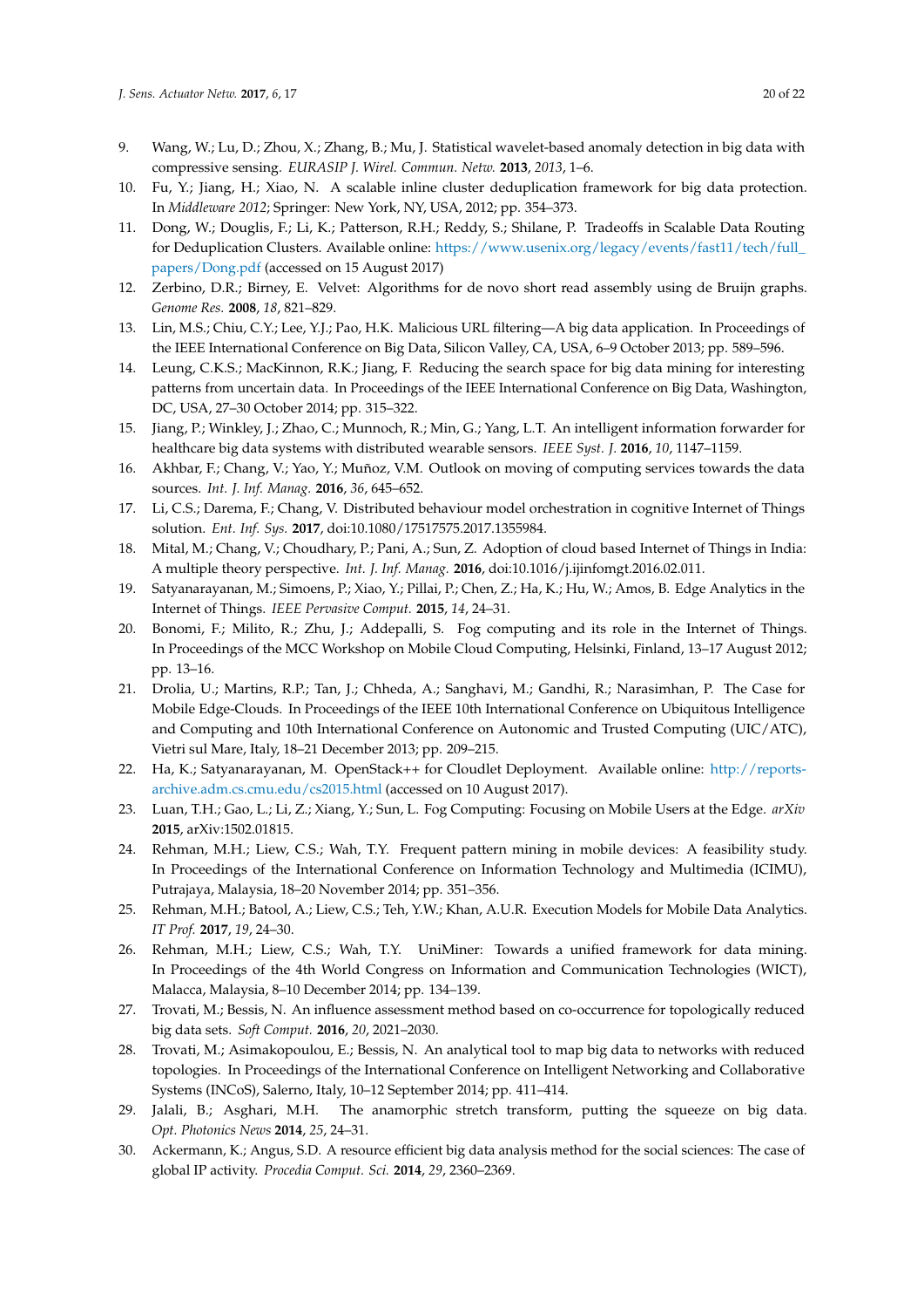9. Wang, W.; Lu, D.; Zhou, X.; Zhang, B.; Mu, J. Statistical wavelet-based anomaly detection in big data with compressive sensing. *EURASIP J. Wirel. Commun. Netw.* **2013**, *2013*, 1–6.
10. Fu, Y.; Jiang, H.; Xiao, N. A scalable inline cluster deduplication framework for big data protection. In *Middleware 2012*; Springer: New York, NY, USA, 2012; pp. 354–373.
11. Dong, W.; Douglis, F.; Li, K.; Patterson, R.H.; Reddy, S.; Shilane, P. Tradeoffs in Scalable Data Routing for Deduplication Clusters. Available online: https://www.usenix.org/legacy/events/fast11/tech/full_papers/Dong.pdf (accessed on 15 August 2017)
12. Zerbino, D.R.; Birney, E. Velvet: Algorithms for de novo short read assembly using de Bruijn graphs. *Genome Res.* **2008**, *18*, 821–829.
13. Lin, M.S.; Chiu, C.Y.; Lee, Y.J.; Pao, H.K. Malicious URL filtering—A big data application. In Proceedings of the IEEE International Conference on Big Data, Silicon Valley, CA, USA, 6–9 October 2013; pp. 589–596.
14. Leung, C.K.S.; MacKinnon, R.K.; Jiang, F. Reducing the search space for big data mining for interesting patterns from uncertain data. In Proceedings of the IEEE International Conference on Big Data, Washington, DC, USA, 27–30 October 2014; pp. 315–322.
15. Jiang, P.; Winkley, J.; Zhao, C.; Munnoch, R.; Min, G.; Yang, L.T. An intelligent information forwarder for healthcare big data systems with distributed wearable sensors. *IEEE Syst. J.* **2016**, *10*, 1147–1159.
16. Akhbar, F.; Chang, V.; Yao, Y.; Muñoz, V.M. Outlook on moving of computing services towards the data sources. *Int. J. Inf. Manag.* **2016**, *36*, 645–652.
17. Li, C.S.; Darema, F.; Chang, V. Distributed behaviour model orchestration in cognitive Internet of Things solution. *Ent. Inf. Sys.* **2017**, doi:10.1080/17517575.2017.1355984.
18. Mital, M.; Chang, V.; Choudhary, P.; Pani, A.; Sun, Z. Adoption of cloud based Internet of Things in India: A multiple theory perspective. *Int. J. Inf. Manag.* **2016**, doi:10.1016/j.ijinfomgt.2016.02.011.
19. Satyanarayanan, M.; Simoens, P.; Xiao, Y.; Pillai, P.; Chen, Z.; Ha, K.; Hu, W.; Amos, B. Edge Analytics in the Internet of Things. *IEEE Pervasive Comput.* **2015**, *14*, 24–31.
20. Bonomi, F.; Milito, R.; Zhu, J.; Addepalli, S. Fog computing and its role in the Internet of Things. In Proceedings of the MCC Workshop on Mobile Cloud Computing, Helsinki, Finland, 13–17 August 2012; pp. 13–16.
21. Drolia, U.; Martins, R.P.; Tan, J.; Chheda, A.; Sanghavi, M.; Gandhi, R.; Narasimhan, P. The Case for Mobile Edge-Clouds. In Proceedings of the IEEE 10th International Conference on Ubiquitous Intelligence and Computing and 10th International Conference on Autonomic and Trusted Computing (UIC/ATC), Vietri sul Mare, Italy, 18–21 December 2013; pp. 209–215.
22. Ha, K.; Satyanarayanan, M. OpenStack++ for Cloudlet Deployment. Available online: http://reports-archive.adm.cs.cmu.edu/cs2015.html (accessed on 10 August 2017).
23. Luan, T.H.; Gao, L.; Li, Z.; Xiang, Y.; Sun, L. Fog Computing: Focusing on Mobile Users at the Edge. *arXiv* **2015**, arXiv:1502.01815.
24. Rehman, M.H.; Liew, C.S.; Wah, T.Y. Frequent pattern mining in mobile devices: A feasibility study. In Proceedings of the International Conference on Information Technology and Multimedia (ICIMU), Putrajaya, Malaysia, 18–20 November 2014; pp. 351–356.
25. Rehman, M.H.; Batool, A.; Liew, C.S.; Teh, Y.W.; Khan, A.U.R. Execution Models for Mobile Data Analytics. *IT Prof.* **2017**, *19*, 24–30.
26. Rehman, M.H.; Liew, C.S.; Wah, T.Y. UniMiner: Towards a unified framework for data mining. In Proceedings of the 4th World Congress on Information and Communication Technologies (WICT), Malacca, Malaysia, 8–10 December 2014; pp. 134–139.
27. Trovati, M.; Bessis, N. An influence assessment method based on co-occurrence for topologically reduced big data sets. *Soft Comput.* **2016**, *20*, 2021–2030.
28. Trovati, M.; Asimakopoulou, E.; Bessis, N. An analytical tool to map big data to networks with reduced topologies. In Proceedings of the International Conference on Intelligent Networking and Collaborative Systems (INCoS), Salerno, Italy, 10–12 September 2014; pp. 411–414.
29. Jalali, B.; Asghari, M.H. The anamorphic stretch transform, putting the squeeze on big data. *Opt. Photonics News* **2014**, *25*, 24–31.
30. Ackermann, K.; Angus, S.D. A resource efficient big data analysis method for the social sciences: The case of global IP activity. *Procedia Comput. Sci.* **2014**, *29*, 2360–2369.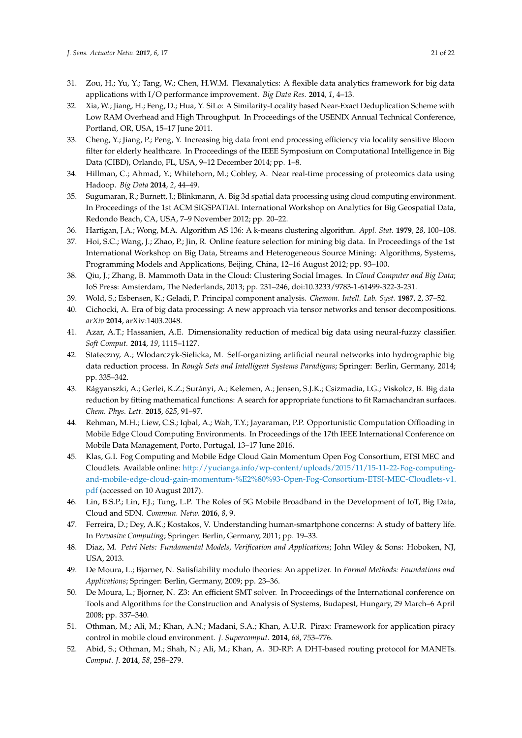31. Zou, H.; Yu, Y.; Tang, W.; Chen, H.W.M. Flexanalytics: A flexible data analytics framework for big data applications with I/O performance improvement. *Big Data Res.* **2014**, *1*, 4–13.
32. Xia, W.; Jiang, H.; Feng, D.; Hua, Y. SiLo: A Similarity-Locality based Near-Exact Deduplication Scheme with Low RAM Overhead and High Throughput. In Proceedings of the USENIX Annual Technical Conference, Portland, OR, USA, 15–17 June 2011.
33. Cheng, Y.; Jiang, P.; Peng, Y. Increasing big data front end processing efficiency via locality sensitive Bloom filter for elderly healthcare. In Proceedings of the IEEE Symposium on Computational Intelligence in Big Data (CIBD), Orlando, FL, USA, 9–12 December 2014; pp. 1–8.
34. Hillman, C.; Ahmad, Y.; Whitehorn, M.; Cobley, A. Near real-time processing of proteomics data using Hadoop. *Big Data* **2014**, *2*, 44–49.
35. Sugumaran, R.; Burnett, J.; Blinkmann, A. Big 3d spatial data processing using cloud computing environment. In Proceedings of the 1st ACM SIGSPATIAL International Workshop on Analytics for Big Geospatial Data, Redondo Beach, CA, USA, 7–9 November 2012; pp. 20–22.
36. Hartigan, J.A.; Wong, M.A. Algorithm AS 136: A k-means clustering algorithm. *Appl. Stat.* **1979**, *28*, 100–108.
37. Hoi, S.C.; Wang, J.; Zhao, P.; Jin, R. Online feature selection for mining big data. In Proceedings of the 1st International Workshop on Big Data, Streams and Heterogeneous Source Mining: Algorithms, Systems, Programming Models and Applications, Beijing, China, 12–16 August 2012; pp. 93–100.
38. Qiu, J.; Zhang, B. Mammoth Data in the Cloud: Clustering Social Images. In *Cloud Computer and Big Data*; IoS Press: Amsterdam, The Nederlands, 2013; pp. 231–246, doi:10.3233/978-1-61499-322-3-231.
39. Wold, S.; Esbensen, K.; Geladi, P. Principal component analysis. *Chemom. Intell. Lab. Syst.* **1987**, *2*, 37–52.
40. Cichocki, A. Era of big data processing: A new approach via tensor networks and tensor decompositions. *arXiv* **2014**, arXiv:1403.2048.
41. Azar, A.T.; Hassanien, A.E. Dimensionality reduction of medical big data using neural-fuzzy classifier. *Soft Comput.* **2014**, *19*, 1115–1127.
42. Stateczny, A.; Wlodarczyk-Sielicka, M. Self-organizing artificial neural networks into hydrographic big data reduction process. In *Rough Sets and Intelligent Systems Paradigms*; Springer: Berlin, Germany, 2014; pp. 335–342.
43. Rágyanszki, A.; Gerlei, K.Z.; Surányi, A.; Kelemen, A.; Jensen, S.J.K.; Csizmadia, I.G.; Viskolcz, B. Big data reduction by fitting mathematical functions: A search for appropriate functions to fit Ramachandran surfaces. *Chem. Phys. Lett.* **2015**, *625*, 91–97.
44. Rehman, M.H.; Liew, C.S.; Iqbal, A.; Wah, T.Y.; Jayaraman, P.P. Opportunistic Computation Offloading in Mobile Edge Cloud Computing Environments. In Proceedings of the 17th IEEE International Conference on Mobile Data Management, Porto, Portugal, 13–17 June 2016.
45. Klas, G.I. Fog Computing and Mobile Edge Cloud Gain Momentum Open Fog Consortium, ETSI MEC and Cloudlets. Available online: http://yucianga.info/wp-content/uploads/2015/11/15-11-22-Fog-computing-and-mobile-edge-cloud-gain-momentum-%E2%80%93-Open-Fog-Consortium-ETSI-MEC-Cloudlets-v1.pdf (accessed on 10 August 2017).
46. Lin, B.S.P.; Lin, F.J.; Tung, L.P. The Roles of 5G Mobile Broadband in the Development of IoT, Big Data, Cloud and SDN. *Commun. Netw.* **2016**, *8*, 9.
47. Ferreira, D.; Dey, A.K.; Kostakos, V. Understanding human-smartphone concerns: A study of battery life. In *Pervasive Computing*; Springer: Berlin, Germany, 2011; pp. 19–33.
48. Diaz, M. *Petri Nets: Fundamental Models, Verification and Applications*; John Wiley & Sons: Hoboken, NJ, USA, 2013.
49. De Moura, L.; Bjørner, N. Satisfiability modulo theories: An appetizer. In *Formal Methods: Foundations and Applications*; Springer: Berlin, Germany, 2009; pp. 23–36.
50. De Moura, L.; Bjorner, N. Z3: An efficient SMT solver. In Proceedings of the International conference on Tools and Algorithms for the Construction and Analysis of Systems, Budapest, Hungary, 29 March–6 April 2008; pp. 337–340.
51. Othman, M.; Ali, M.; Khan, A.N.; Madani, S.A.; Khan, A.U.R. Pirax: Framework for application piracy control in mobile cloud environment. *J. Supercomput.* **2014**, *68*, 753–776.
52. Abid, S.; Othman, M.; Shah, N.; Ali, M.; Khan, A. 3D-RP: A DHT-based routing protocol for MANETs. *Comput. J.* **2014**, *58*, 258–279.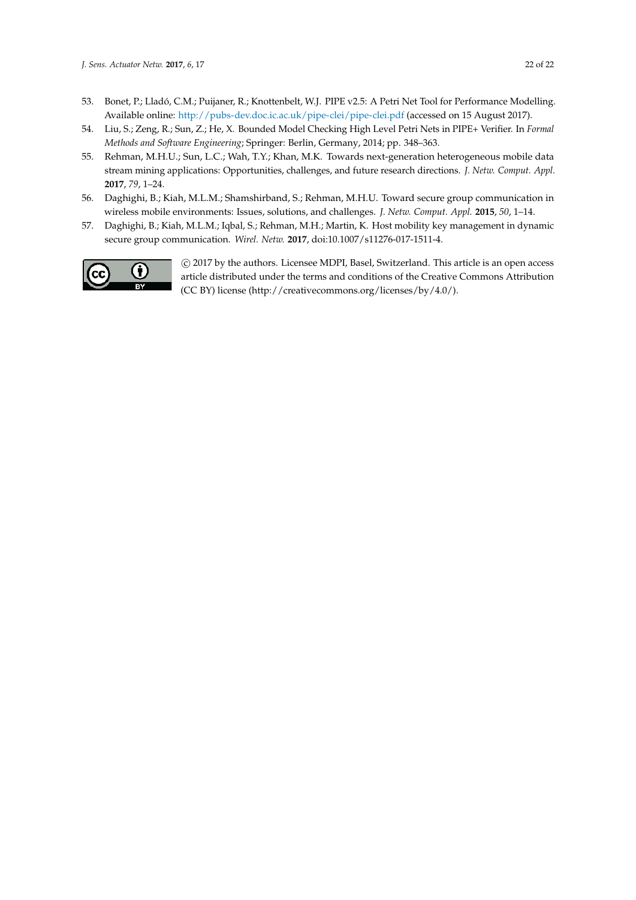53. Bonet, P.; Lladó, C.M.; Puijaner, R.; Knottenbelt, W.J. PIPE v2.5: A Petri Net Tool for Performance Modelling. Available online: http://pubs-dev.doc.ic.ac.uk/pipe-clei/pipe-clei.pdf (accessed on 15 August 2017).
54. Liu, S.; Zeng, R.; Sun, Z.; He, X. Bounded Model Checking High Level Petri Nets in PIPE+ Verifier. In *Formal Methods and Software Engineering*; Springer: Berlin, Germany, 2014; pp. 348–363.
55. Rehman, M.H.U.; Sun, L.C.; Wah, T.Y.; Khan, M.K. Towards next-generation heterogeneous mobile data stream mining applications: Opportunities, challenges, and future research directions. *J. Netw. Comput. Appl.* **2017**, *79*, 1–24.
56. Daghighi, B.; Kiah, M.L.M.; Shamshirband, S.; Rehman, M.H.U. Toward secure group communication in wireless mobile environments: Issues, solutions, and challenges. *J. Netw. Comput. Appl.* **2015**, *50*, 1–14.
57. Daghighi, B.; Kiah, M.L.M.; Iqbal, S.; Rehman, M.H.; Martin, K. Host mobility key management in dynamic secure group communication. *Wirel. Netw.* **2017**, doi:10.1007/s11276-017-1511-4.

© 2017 by the authors. Licensee MDPI, Basel, Switzerland. This article is an open access article distributed under the terms and conditions of the Creative Commons Attribution (CC BY) license (http://creativecommons.org/licenses/by/4.0/).